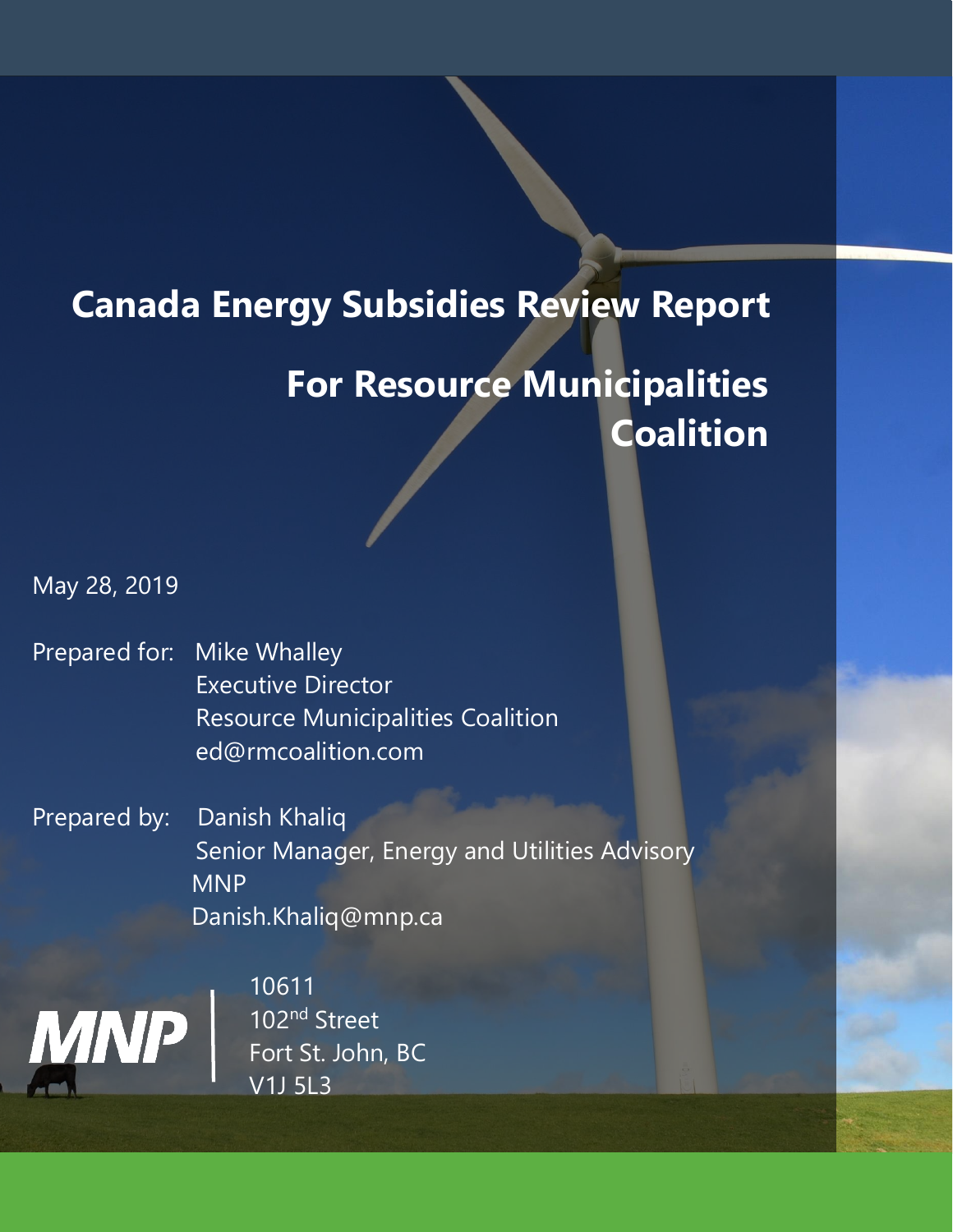# Canada Energy Subsidies Review Report

## For Resource Municipalities Coalition

May 28, 2019

Prepared for: Mike Whalley
Executive Director
Resource Municipalities Coalition
ed@rmcoalition.com

Prepared by: Danish Khaliq
Senior Manager, Energy and Utilities Advisory
MNP
Danish.Khaliq@mnp.ca

MNP

10611
102nd Street
Fort St. John, BC
V1J 5L3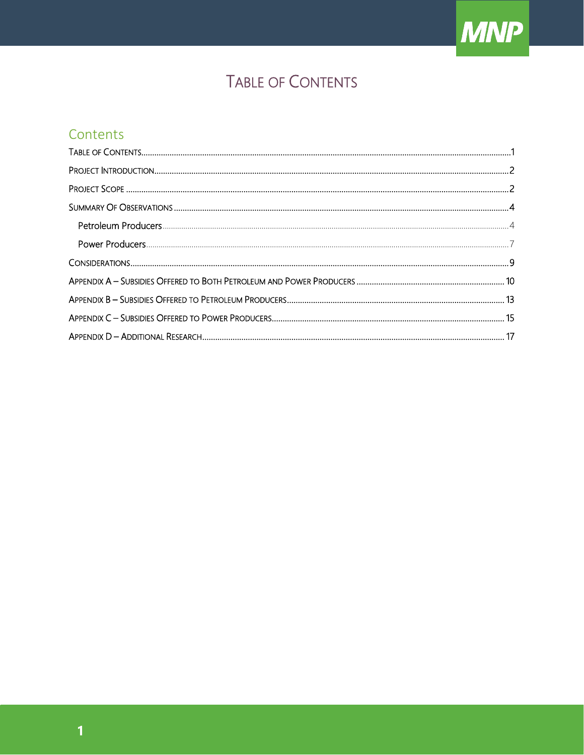# Table of Contents

## Contents

Table of Contents....................................................................................................1

Project Introduction...............................................................................................2

Project Scope ..........................................................................................................2

Summary Of Observations ....................................................................................4

- Petroleum Producers.........................................................................................4
- Power Producers...............................................................................................7

Considerations.........................................................................................................9

Appendix A – Subsidies Offered to Both Petroleum and Power Producers ....................... 10

Appendix B – Subsidies Offered to Petroleum Producers.............................................. 13

Appendix C – Subsidies Offered to Power Producers.................................................... 15

Appendix D – Additional Research.......................................................................... 17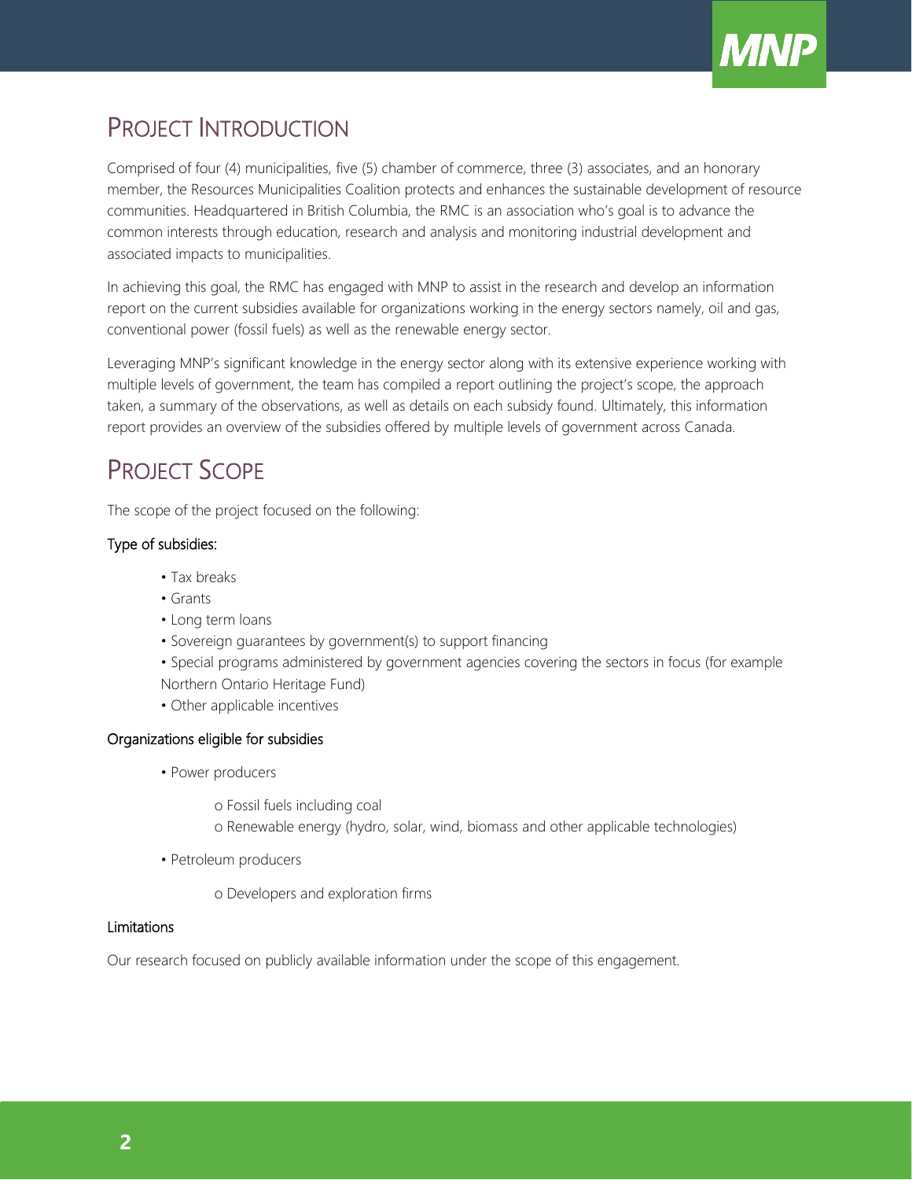# PROJECT INTRODUCTION

Comprised of four (4) municipalities, five (5) chamber of commerce, three (3) associates, and an honorary member, the Resources Municipalities Coalition protects and enhances the sustainable development of resource communities. Headquartered in British Columbia, the RMC is an association who's goal is to advance the common interests through education, research and analysis and monitoring industrial development and associated impacts to municipalities.

In achieving this goal, the RMC has engaged with MNP to assist in the research and develop an information report on the current subsidies available for organizations working in the energy sectors namely, oil and gas, conventional power (fossil fuels) as well as the renewable energy sector.

Leveraging MNP's significant knowledge in the energy sector along with its extensive experience working with multiple levels of government, the team has compiled a report outlining the project's scope, the approach taken, a summary of the observations, as well as details on each subsidy found. Ultimately, this information report provides an overview of the subsidies offered by multiple levels of government across Canada.

# PROJECT SCOPE

The scope of the project focused on the following:

### Type of subsidies:

- Tax breaks
- Grants
- Long term loans
- Sovereign guarantees by government(s) to support financing
- Special programs administered by government agencies covering the sectors in focus (for example Northern Ontario Heritage Fund)
- Other applicable incentives

### Organizations eligible for subsidies

- Power producers
  - Fossil fuels including coal
  - Renewable energy (hydro, solar, wind, biomass and other applicable technologies)
- Petroleum producers
  - Developers and exploration firms

### Limitations

Our research focused on publicly available information under the scope of this engagement.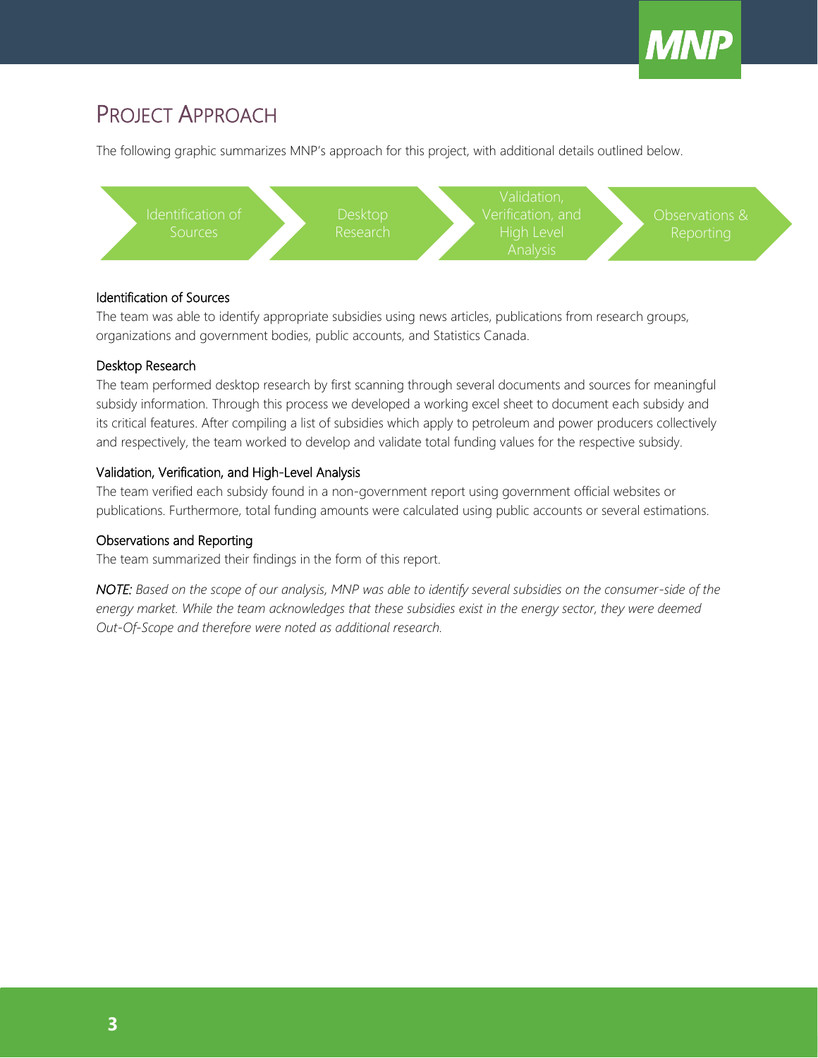# Project Approach

The following graphic summarizes MNP's approach for this project, with additional details outlined below.

Identification of Sources → Desktop Research → Validation, Verification, and High Level Analysis → Observations & Reporting

### Identification of Sources

The team was able to identify appropriate subsidies using news articles, publications from research groups, organizations and government bodies, public accounts, and Statistics Canada.

### Desktop Research

The team performed desktop research by first scanning through several documents and sources for meaningful subsidy information. Through this process we developed a working excel sheet to document each subsidy and its critical features. After compiling a list of subsidies which apply to petroleum and power producers collectively and respectively, the team worked to develop and validate total funding values for the respective subsidy.

### Validation, Verification, and High-Level Analysis

The team verified each subsidy found in a non-government report using government official websites or publications. Furthermore, total funding amounts were calculated using public accounts or several estimations.

### Observations and Reporting

The team summarized their findings in the form of this report.

*NOTE: Based on the scope of our analysis, MNP was able to identify several subsidies on the consumer-side of the energy market. While the team acknowledges that these subsidies exist in the energy sector, they were deemed Out-Of-Scope and therefore were noted as additional research.*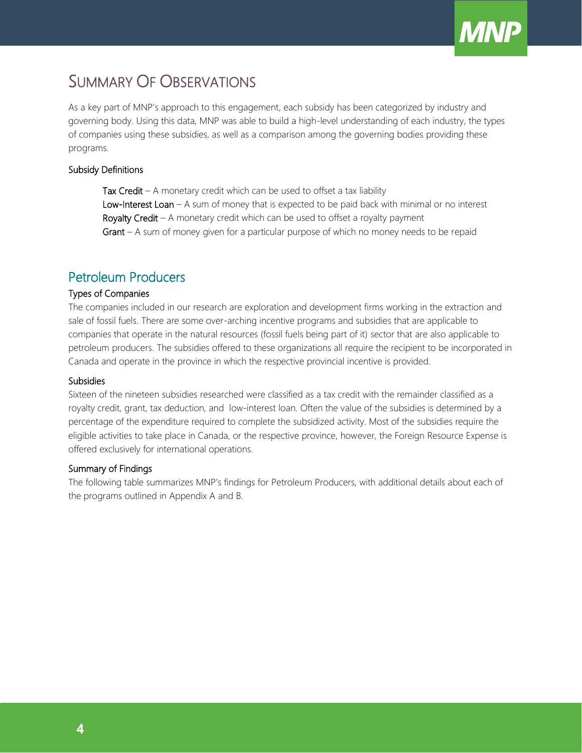# Summary Of Observations

As a key part of MNP's approach to this engagement, each subsidy has been categorized by industry and governing body. Using this data, MNP was able to build a high-level understanding of each industry, the types of companies using these subsidies, as well as a comparison among the governing bodies providing these programs.

### Subsidy Definitions

**Tax Credit** – A monetary credit which can be used to offset a tax liability
**Low-Interest Loan** – A sum of money that is expected to be paid back with minimal or no interest
**Royalty Credit** – A monetary credit which can be used to offset a royalty payment
**Grant** – A sum of money given for a particular purpose of which no money needs to be repaid

## Petroleum Producers

### Types of Companies

The companies included in our research are exploration and development firms working in the extraction and sale of fossil fuels. There are some over-arching incentive programs and subsidies that are applicable to companies that operate in the natural resources (fossil fuels being part of it) sector that are also applicable to petroleum producers. The subsidies offered to these organizations all require the recipient to be incorporated in Canada and operate in the province in which the respective provincial incentive is provided.

### Subsidies

Sixteen of the nineteen subsidies researched were classified as a tax credit with the remainder classified as a royalty credit, grant, tax deduction, and low-interest loan. Often the value of the subsidies is determined by a percentage of the expenditure required to complete the subsidized activity. Most of the subsidies require the eligible activities to take place in Canada, or the respective province, however, the Foreign Resource Expense is offered exclusively for international operations.

### Summary of Findings

The following table summarizes MNP's findings for Petroleum Producers, with additional details about each of the programs outlined in Appendix A and B.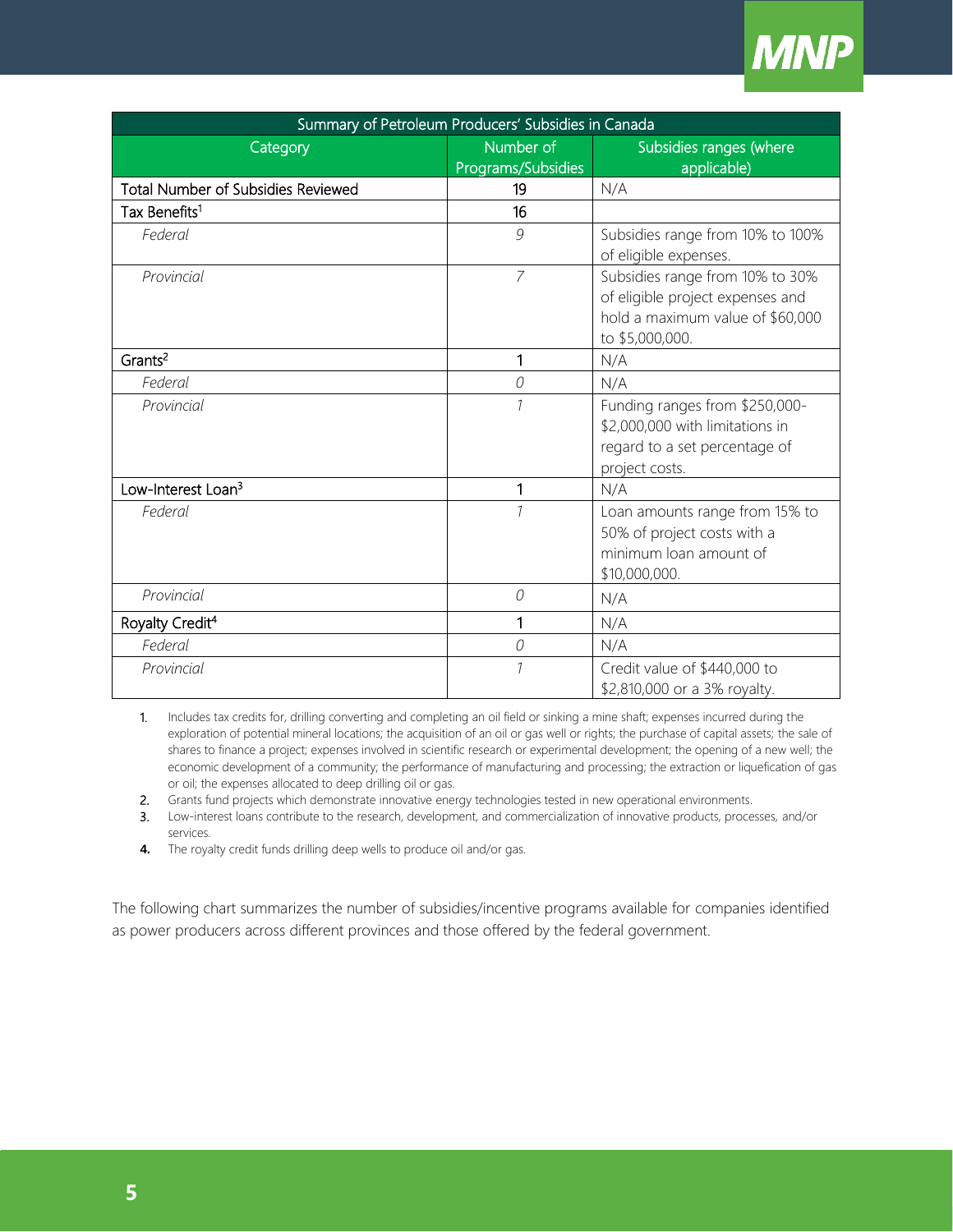| Summary of Petroleum Producers' Subsidies in Canada | | |
|---|---|---|
| Category | Number of Programs/Subsidies | Subsidies ranges (where applicable) |
| Total Number of Subsidies Reviewed | 19 | N/A |
| Tax Benefits[1] | 16 | |
| *Federal* | *9* | Subsidies range from 10% to 100% of eligible expenses. |
| *Provincial* | *7* | Subsidies range from 10% to 30% of eligible project expenses and hold a maximum value of $60,000 to $5,000,000. |
| Grants[2] | 1 | N/A |
| *Federal* | *0* | N/A |
| *Provincial* | *1* | Funding ranges from $250,000-$2,000,000 with limitations in regard to a set percentage of project costs. |
| Low-Interest Loan[3] | 1 | N/A |
| *Federal* | *1* | Loan amounts range from 15% to 50% of project costs with a minimum loan amount of $10,000,000. |
| *Provincial* | *0* | N/A |
| Royalty Credit[4] | 1 | N/A |
| *Federal* | *0* | N/A |
| *Provincial* | *1* | Credit value of $440,000 to $2,810,000 or a 3% royalty. |

1. Includes tax credits for, drilling converting and completing an oil field or sinking a mine shaft; expenses incurred during the exploration of potential mineral locations; the acquisition of an oil or gas well or rights; the purchase of capital assets; the sale of shares to finance a project; expenses involved in scientific research or experimental development; the opening of a new well; the economic development of a community; the performance of manufacturing and processing; the extraction or liquefication of gas or oil; the expenses allocated to deep drilling oil or gas.
2. Grants fund projects which demonstrate innovative energy technologies tested in new operational environments.
3. Low-interest loans contribute to the research, development, and commercialization of innovative products, processes, and/or services.
4. The royalty credit funds drilling deep wells to produce oil and/or gas.

The following chart summarizes the number of subsidies/incentive programs available for companies identified as power producers across different provinces and those offered by the federal government.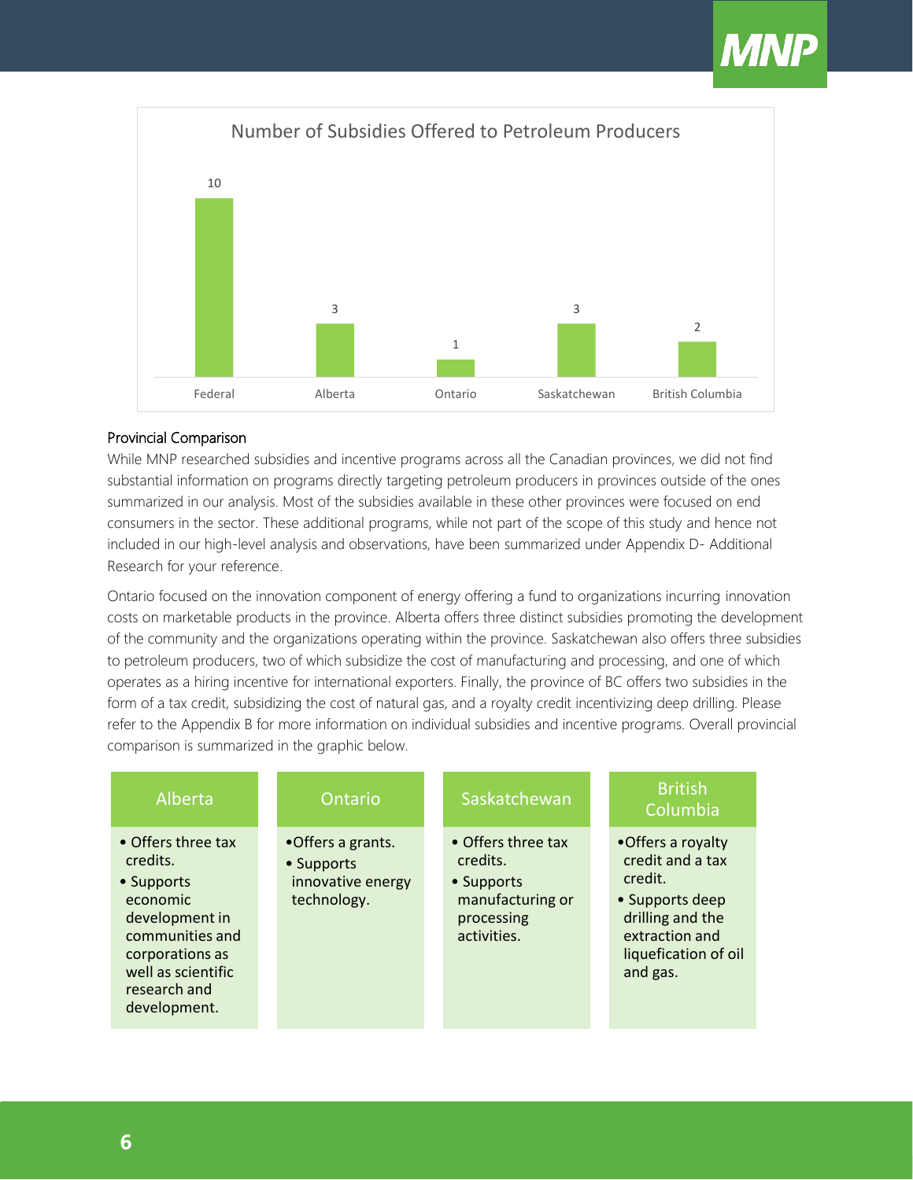Number of Subsidies Offered to Petroleum Producers

| Federal | Alberta | Ontario | Saskatchewan | British Columbia |
| --- | --- | --- | --- | --- |
| 10 | 3 | 1 | 3 | 2 |

### Provincial Comparison

While MNP researched subsidies and incentive programs across all the Canadian provinces, we did not find substantial information on programs directly targeting petroleum producers in provinces outside of the ones summarized in our analysis. Most of the subsidies available in these other provinces were focused on end consumers in the sector. These additional programs, while not part of the scope of this study and hence not included in our high-level analysis and observations, have been summarized under Appendix D- Additional Research for your reference.

Ontario focused on the innovation component of energy offering a fund to organizations incurring innovation costs on marketable products in the province. Alberta offers three distinct subsidies promoting the development of the community and the organizations operating within the province. Saskatchewan also offers three subsidies to petroleum producers, two of which subsidize the cost of manufacturing and processing, and one of which operates as a hiring incentive for international exporters. Finally, the province of BC offers two subsidies in the form of a tax credit, subsidizing the cost of natural gas, and a royalty credit incentivizing deep drilling. Please refer to the Appendix B for more information on individual subsidies and incentive programs. Overall provincial comparison is summarized in the graphic below.

| Alberta | Ontario | Saskatchewan | British Columbia |
| --- | --- | --- | --- |
| • Offers three tax credits.<br>• Supports economic development in communities and corporations as well as scientific research and development. | • Offers a grants.<br>• Supports innovative energy technology. | • Offers three tax credits.<br>• Supports manufacturing or processing activities. | • Offers a royalty credit and a tax credit.<br>• Supports deep drilling and the extraction and liquefication of oil and gas. |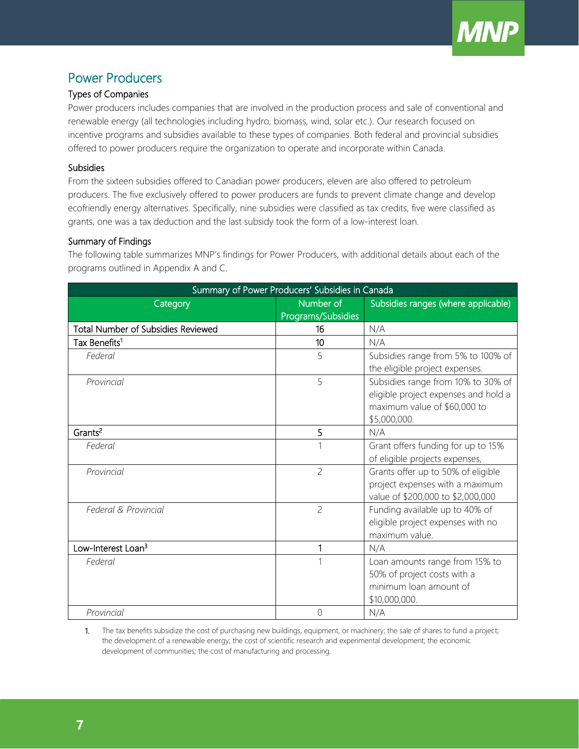## Power Producers

### Types of Companies

Power producers includes companies that are involved in the production process and sale of conventional and renewable energy (all technologies including hydro, biomass, wind, solar etc.). Our research focused on incentive programs and subsidies available to these types of companies. Both federal and provincial subsidies offered to power producers require the organization to operate and incorporate within Canada.

### Subsidies

From the sixteen subsidies offered to Canadian power producers, eleven are also offered to petroleum producers. The five exclusively offered to power producers are funds to prevent climate change and develop ecofriendly energy alternatives. Specifically, nine subsidies were classified as tax credits, five were classified as grants, one was a tax deduction and the last subsidy took the form of a low-interest loan.

### Summary of Findings

The following table summarizes MNP's findings for Power Producers, with additional details about each of the programs outlined in Appendix A and C.

| Summary of Power Producers' Subsidies in Canada | | |
|---|---|---|
| Category | Number of Programs/Subsidies | Subsidies ranges (where applicable) |
| Total Number of Subsidies Reviewed | 16 | N/A |
| Tax Benefits[1] | 10 | N/A |
| *Federal* | 5 | Subsidies range from 5% to 100% of the eligible project expenses. |
| *Provincial* | 5 | Subsidies range from 10% to 30% of eligible project expenses and hold a maximum value of $60,000 to $5,000,000. |
| Grants[2] | 5 | N/A |
| *Federal* | 1 | Grant offers funding for up to 15% of eligible projects expenses, |
| *Provincial* | 2 | Grants offer up to 50% of eligible project expenses with a maximum value of $200,000 to $2,000,000 |
| *Federal & Provincial* | 2 | Funding available up to 40% of eligible project expenses with no maximum value. |
| Low-Interest Loan[3] | 1 | N/A |
| *Federal* | 1 | Loan amounts range from 15% to 50% of project costs with a minimum loan amount of $10,000,000. |
| *Provincial* | 0 | N/A |

1. The tax benefits subsidize the cost of purchasing new buildings, equipment, or machinery; the sale of shares to fund a project; the development of a renewable energy; the cost of scientific research and experimental development; the economic development of communities; the cost of manufacturing and processing.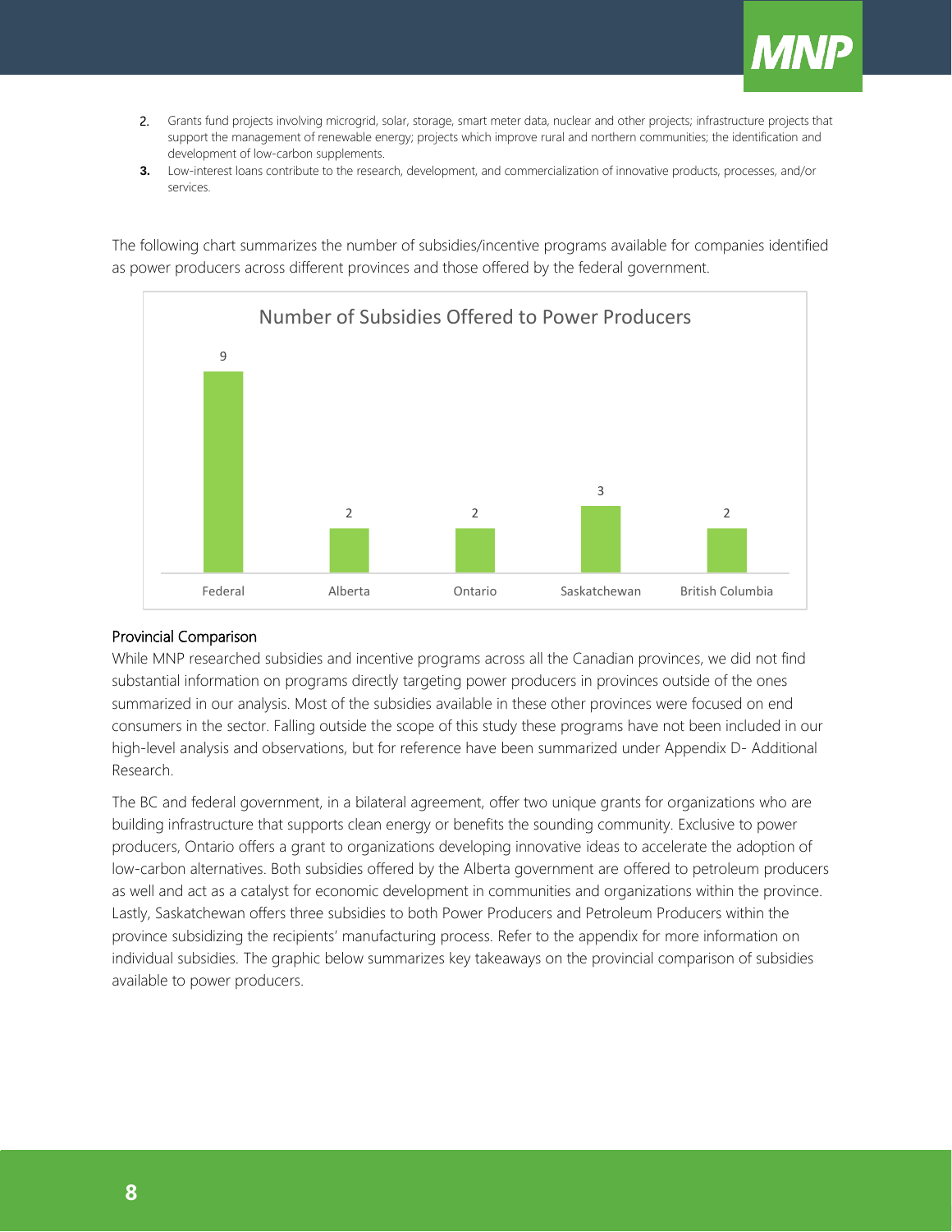2. Grants fund projects involving microgrid, solar, storage, smart meter data, nuclear and other projects; infrastructure projects that support the management of renewable energy; projects which improve rural and northern communities; the identification and development of low-carbon supplements.
3. Low-interest loans contribute to the research, development, and commercialization of innovative products, processes, and/or services.

The following chart summarizes the number of subsidies/incentive programs available for companies identified as power producers across different provinces and those offered by the federal government.

**Number of Subsidies Offered to Power Producers**

| Jurisdiction | Number of Subsidies |
|---|---|
| Federal | 9 |
| Alberta | 2 |
| Ontario | 2 |
| Saskatchewan | 3 |
| British Columbia | 2 |

## Provincial Comparison

While MNP researched subsidies and incentive programs across all the Canadian provinces, we did not find substantial information on programs directly targeting power producers in provinces outside of the ones summarized in our analysis. Most of the subsidies available in these other provinces were focused on end consumers in the sector. Falling outside the scope of this study these programs have not been included in our high-level analysis and observations, but for reference have been summarized under Appendix D- Additional Research.

The BC and federal government, in a bilateral agreement, offer two unique grants for organizations who are building infrastructure that supports clean energy or benefits the sounding community. Exclusive to power producers, Ontario offers a grant to organizations developing innovative ideas to accelerate the adoption of low-carbon alternatives. Both subsidies offered by the Alberta government are offered to petroleum producers as well and act as a catalyst for economic development in communities and organizations within the province. Lastly, Saskatchewan offers three subsidies to both Power Producers and Petroleum Producers within the province subsidizing the recipients' manufacturing process. Refer to the appendix for more information on individual subsidies. The graphic below summarizes key takeaways on the provincial comparison of subsidies available to power producers.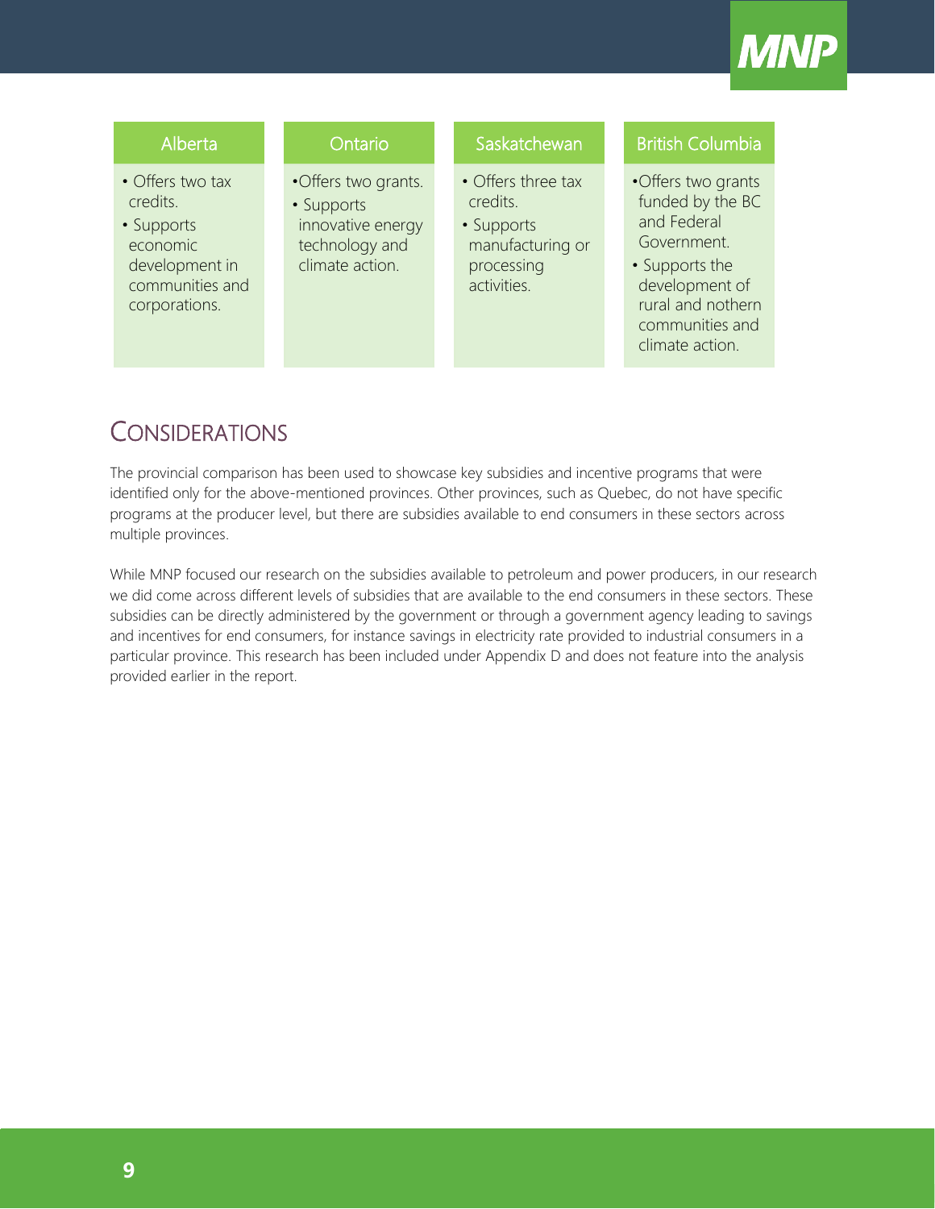| Alberta | Ontario | Saskatchewan | British Columbia |
|---|---|---|---|
| • Offers two tax credits.<br>• Supports economic development in communities and corporations. | •Offers two grants.<br>• Supports innovative energy technology and climate action. | • Offers three tax credits.<br>• Supports manufacturing or processing activities. | •Offers two grants funded by the BC and Federal Government.<br>• Supports the development of rural and nothern communities and climate action. |

## CONSIDERATIONS

The provincial comparison has been used to showcase key subsidies and incentive programs that were identified only for the above-mentioned provinces. Other provinces, such as Quebec, do not have specific programs at the producer level, but there are subsidies available to end consumers in these sectors across multiple provinces.

While MNP focused our research on the subsidies available to petroleum and power producers, in our research we did come across different levels of subsidies that are available to the end consumers in these sectors. These subsidies can be directly administered by the government or through a government agency leading to savings and incentives for end consumers, for instance savings in electricity rate provided to industrial consumers in a particular province. This research has been included under Appendix D and does not feature into the analysis provided earlier in the report.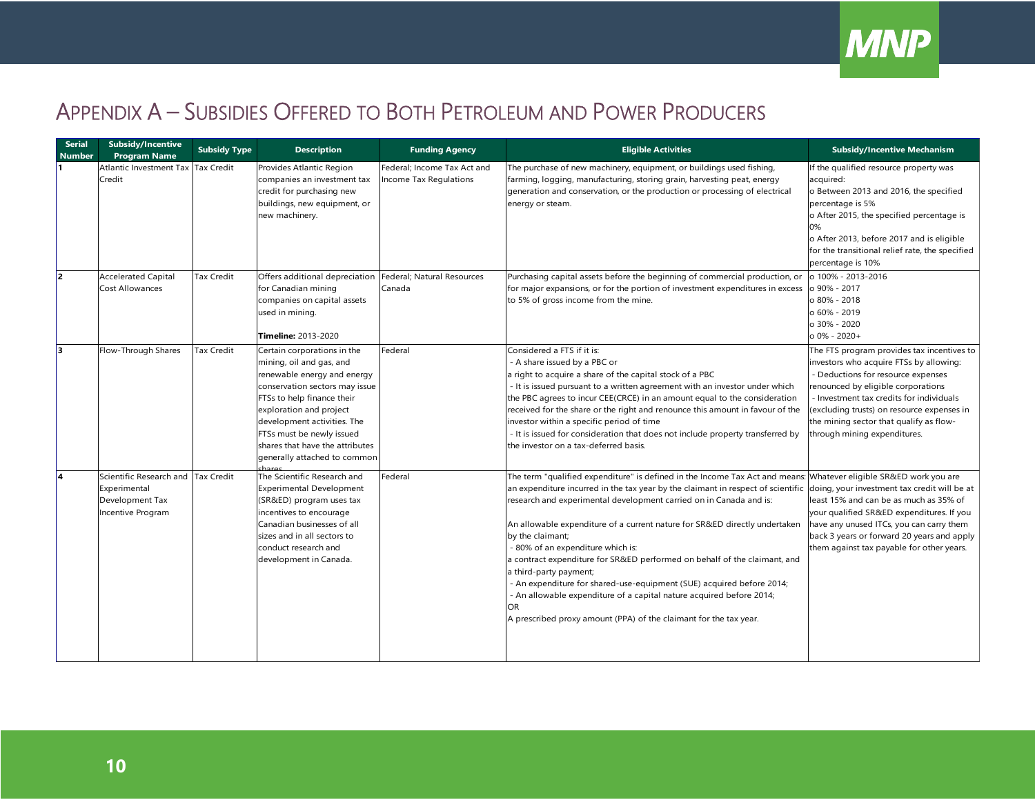# Appendix A – Subsidies Offered to Both Petroleum and Power Producers

| Serial Number | Subsidy/Incentive Program Name | Subsidy Type | Description | Funding Agency | Eligible Activities | Subsidy/Incentive Mechanism |
|---|---|---|---|---|---|---|
| 1 | Atlantic Investment Tax Credit | Tax Credit | Provides Atlantic Region companies an investment tax credit for purchasing new buildings, new equipment, or new machinery. | Federal; Income Tax Act and Income Tax Regulations | The purchase of new machinery, equipment, or buildings used fishing, farming, logging, manufacturing, storing grain, harvesting peat, energy generation and conservation, or the production or processing of electrical energy or steam. | If the qualified resource property was acquired:<br>o Between 2013 and 2016, the specified percentage is 5%<br>o After 2015, the specified percentage is 0%<br>o After 2013, before 2017 and is eligible for the transitional relief rate, the specified percentage is 10% |
| 2 | Accelerated Capital Cost Allowances | Tax Credit | Offers additional depreciation for Canadian mining companies on capital assets used in mining.<br><br>**Timeline:** 2013-2020 | Federal; Natural Resources Canada | Purchasing capital assets before the beginning of commercial production, or for major expansions, or for the portion of investment expenditures in excess to 5% of gross income from the mine. | o 100% - 2013-2016<br>o 90% - 2017<br>o 80% - 2018<br>o 60% - 2019<br>o 30% - 2020<br>o 0% - 2020+ |
| 3 | Flow-Through Shares | Tax Credit | Certain corporations in the mining, oil and gas, and renewable energy and energy conservation sectors may issue FTSs to help finance their exploration and project development activities. The FTSs must be newly issued shares that have the attributes generally attached to common shares | Federal | Considered a FTS if it is:<br>- A share issued by a PBC or<br>a right to acquire a share of the capital stock of a PBC<br>- It is issued pursuant to a written agreement with an investor under which the PBC agrees to incur CEE(CRCE) in an amount equal to the consideration received for the share or the right and renounce this amount in favour of the investor within a specific period of time<br>- It is issued for consideration that does not include property transferred by the investor on a tax-deferred basis. | The FTS program provides tax incentives to investors who acquire FTSs by allowing:<br>- Deductions for resource expenses renounced by eligible corporations<br>- Investment tax credits for individuals (excluding trusts) on resource expenses in the mining sector that qualify as flow-through mining expenditures. |
| 4 | Scientific Research and Experimental Development Tax Incentive Program | Tax Credit | The Scientific Research and Experimental Development (SR&ED) program uses tax incentives to encourage Canadian businesses of all sizes and in all sectors to conduct research and development in Canada. | Federal | The term "qualified expenditure" is defined in the Income Tax Act and means: an expenditure incurred in the tax year by the claimant in respect of scientific research and experimental development carried on in Canada and is:<br><br>An allowable expenditure of a current nature for SR&ED directly undertaken by the claimant;<br>- 80% of an expenditure which is:<br>a contract expenditure for SR&ED performed on behalf of the claimant, and a third-party payment;<br>- An expenditure for shared-use-equipment (SUE) acquired before 2014;<br>- An allowable expenditure of a capital nature acquired before 2014;<br>OR<br>A prescribed proxy amount (PPA) of the claimant for the tax year. | Whatever eligible SR&ED work you are doing, your investment tax credit will be at least 15% and can be as much as 35% of your qualified SR&ED expenditures. If you have any unused ITCs, you can carry them back 3 years or forward 20 years and apply them against tax payable for other years. |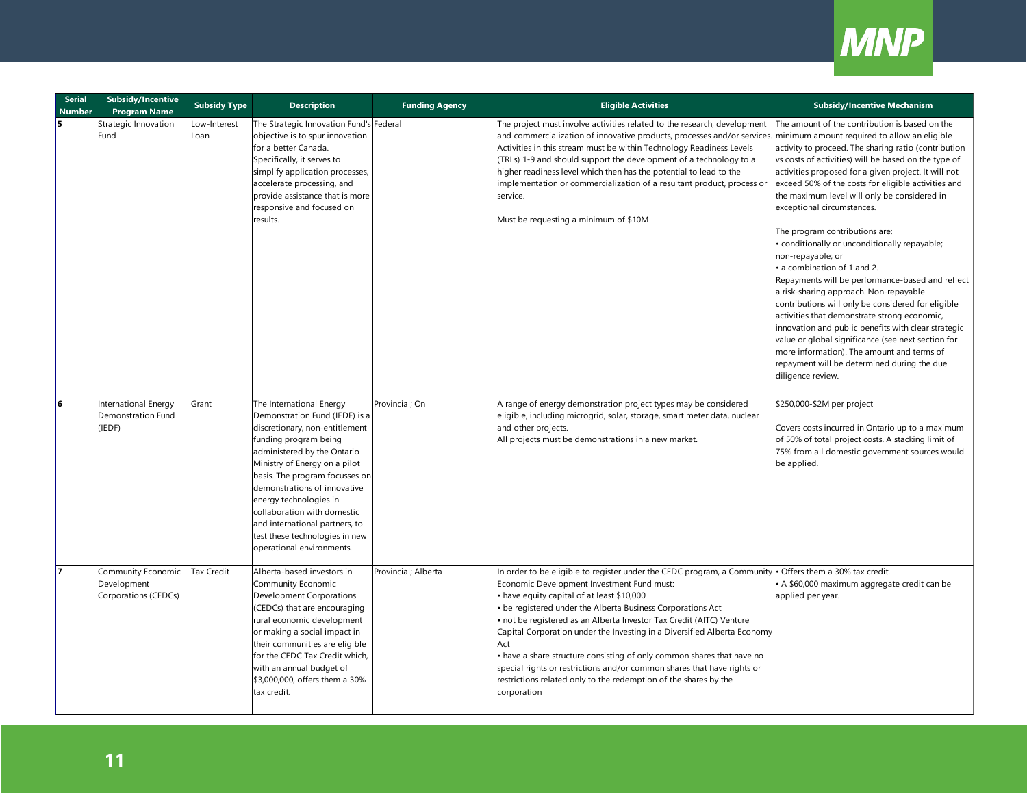| Serial Number | Subsidy/Incentive Program Name | Subsidy Type | Description | Funding Agency | Eligible Activities | Subsidy/Incentive Mechanism |
|---|---|---|---|---|---|---|
| 5 | Strategic Innovation Fund | Low-Interest Loan | The Strategic Innovation Fund's objective is to spur innovation for a better Canada. Specifically, it serves to simplify application processes, accelerate processing, and provide assistance that is more responsive and focused on results. | Federal | The project must involve activities related to the research, development and commercialization of innovative products, processes and/or services. Activities in this stream must be within Technology Readiness Levels (TRLs) 1-9 and should support the development of a technology to a higher readiness level which then has the potential to lead to the implementation or commercialization of a resultant product, process or service.<br><br>Must be requesting a minimum of $10M | The amount of the contribution is based on the minimum amount required to allow an eligible activity to proceed. The sharing ratio (contribution vs costs of activities) will be based on the type of activities proposed for a given project. It will not exceed 50% of the costs for eligible activities and the maximum level will only be considered in exceptional circumstances.<br><br>The program contributions are:<br>• conditionally or unconditionally repayable; non-repayable; or<br>• a combination of 1 and 2.<br>Repayments will be performance-based and reflect a risk-sharing approach. Non-repayable contributions will only be considered for eligible activities that demonstrate strong economic, innovation and public benefits with clear strategic value or global significance (see next section for more information). The amount and terms of repayment will be determined during the due diligence review. |
| 6 | International Energy Demonstration Fund (IEDF) | Grant | The International Energy Demonstration Fund (IEDF) is a discretionary, non-entitlement funding program being administered by the Ontario Ministry of Energy on a pilot basis. The program focusses on demonstrations of innovative energy technologies in collaboration with domestic and international partners, to test these technologies in new operational environments. | Provincial; On | A range of energy demonstration project types may be considered eligible, including microgrid, solar, storage, smart meter data, nuclear and other projects.<br>All projects must be demonstrations in a new market. | $250,000-$2M per project<br><br>Covers costs incurred in Ontario up to a maximum of 50% of total project costs. A stacking limit of 75% from all domestic government sources would be applied. |
| 7 | Community Economic Development Corporations (CEDCs) | Tax Credit | Alberta-based investors in Community Economic Development Corporations (CEDCs) that are encouraging rural economic development or making a social impact in their communities are eligible for the CEDC Tax Credit which, with an annual budget of $3,000,000, offers them a 30% tax credit. | Provincial; Alberta | In order to be eligible to register under the CEDC program, a Community Economic Development Investment Fund must:<br>• have equity capital of at least $10,000<br>• be registered under the Alberta Business Corporations Act<br>• not be registered as an Alberta Investor Tax Credit (AITC) Venture Capital Corporation under the Investing in a Diversified Alberta Economy Act<br>• have a share structure consisting of only common shares that have no special rights or restrictions and/or common shares that have rights or restrictions related only to the redemption of the shares by the corporation | • Offers them a 30% tax credit.<br>• A $60,000 maximum aggregate credit can be applied per year. |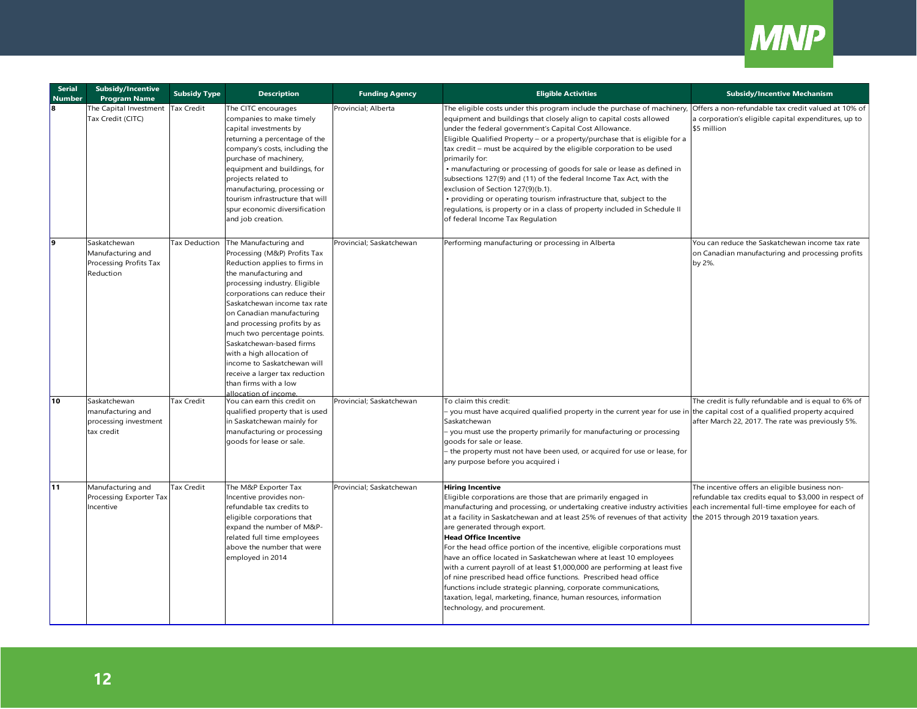| Serial Number | Subsidy/Incentive Program Name | Subsidy Type | Description | Funding Agency | Eligible Activities | Subsidy/Incentive Mechanism |
|---|---|---|---|---|---|---|
| 8 | The Capital Investment Tax Credit (CITC) | Tax Credit | The CITC encourages companies to make timely capital investments by returning a percentage of the company's costs, including the purchase of machinery, equipment and buildings, for projects related to manufacturing, processing or tourism infrastructure that will spur economic diversification and job creation. | Provincial; Alberta | The eligible costs under this program include the purchase of machinery, equipment and buildings that closely align to capital costs allowed under the federal government's Capital Cost Allowance.<br>Eligible Qualified Property – or a property/purchase that is eligible for a tax credit – must be acquired by the eligible corporation to be used primarily for:<br>• manufacturing or processing of goods for sale or lease as defined in subsections 127(9) and (11) of the federal Income Tax Act, with the exclusion of Section 127(9)(b.1).<br>• providing or operating tourism infrastructure that, subject to the regulations, is property or in a class of property included in Schedule II of federal Income Tax Regulation | Offers a non-refundable tax credit valued at 10% of a corporation's eligible capital expenditures, up to $5 million |
| 9 | Saskatchewan Manufacturing and Processing Profits Tax Reduction | Tax Deduction | The Manufacturing and Processing (M&P) Profits Tax Reduction applies to firms in the manufacturing and processing industry. Eligible corporations can reduce their Saskatchewan income tax rate on Canadian manufacturing and processing profits by as much two percentage points. Saskatchewan-based firms with a high allocation of income to Saskatchewan will receive a larger tax reduction than firms with a low allocation of income. | Provincial; Saskatchewan | Performing manufacturing or processing in Alberta | You can reduce the Saskatchewan income tax rate on Canadian manufacturing and processing profits by 2%. |
| 10 | Saskatchewan manufacturing and processing investment tax credit | Tax Credit | You can earn this credit on qualified property that is used in Saskatchewan mainly for manufacturing or processing goods for lease or sale. | Provincial; Saskatchewan | To claim this credit:<br>– you must have acquired qualified property in the current year for use in Saskatchewan<br>– you must use the property primarily for manufacturing or processing goods for sale or lease.<br>– the property must not have been used, or acquired for use or lease, for any purpose before you acquired i | The credit is fully refundable and is equal to 6% of the capital cost of a qualified property acquired after March 22, 2017. The rate was previously 5%. |
| 11 | Manufacturing and Processing Exporter Tax Incentive | Tax Credit | The M&P Exporter Tax Incentive provides non-refundable tax credits to eligible corporations that expand the number of M&P-related full time employees above the number that were employed in 2014 | Provincial; Saskatchewan | **Hiring Incentive**<br>Eligible corporations are those that are primarily engaged in manufacturing and processing, or undertaking creative industry activities at a facility in Saskatchewan and at least 25% of revenues of that activity are generated through export.<br>**Head Office Incentive**<br>For the head office portion of the incentive, eligible corporations must have an office located in Saskatchewan where at least 10 employees with a current payroll of at least $1,000,000 are performing at least five of nine prescribed head office functions. Prescribed head office functions include strategic planning, corporate communications, taxation, legal, marketing, finance, human resources, information technology, and procurement. | The incentive offers an eligible business non-refundable tax credits equal to $3,000 in respect of each incremental full-time employee for each of the 2015 through 2019 taxation years. |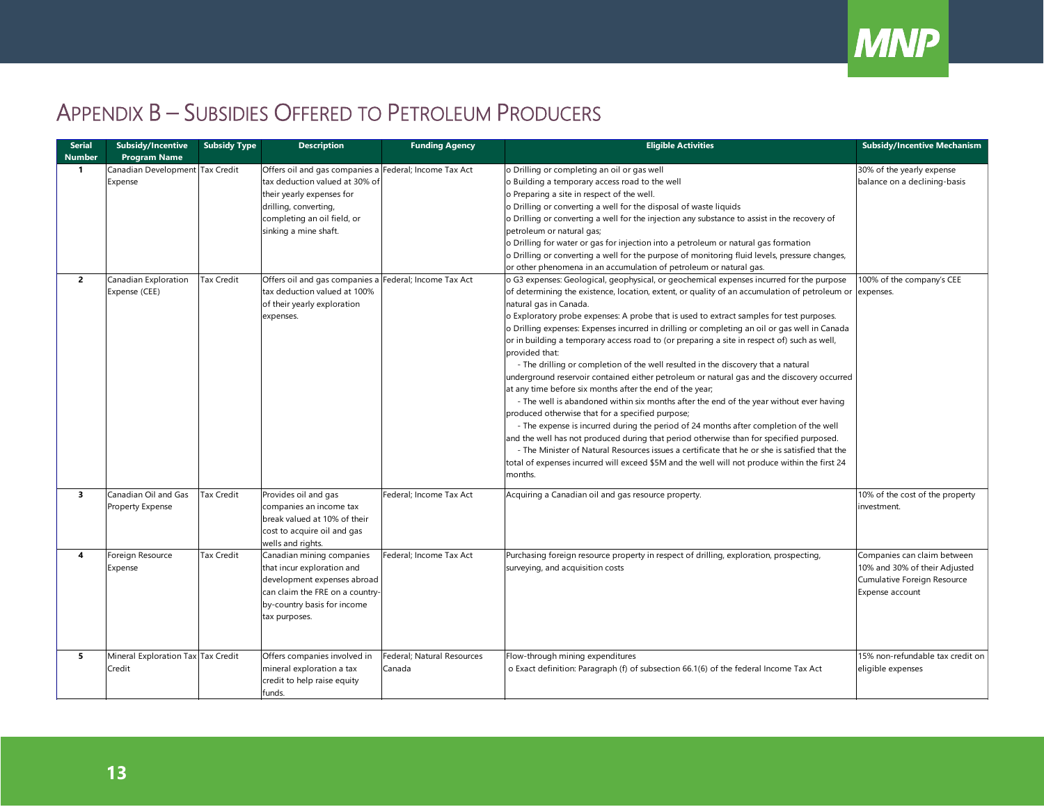# Appendix B – Subsidies Offered to Petroleum Producers

| Serial Number | Subsidy/Incentive Program Name | Subsidy Type | Description | Funding Agency | Eligible Activities | Subsidy/Incentive Mechanism |
|---|---|---|---|---|---|---|
| 1 | Canadian Development Expense | Tax Credit | Offers oil and gas companies a tax deduction valued at 30% of their yearly expenses for drilling, converting, completing an oil field, or sinking a mine shaft. | Federal; Income Tax Act | o Drilling or completing an oil or gas well<br>o Building a temporary access road to the well<br>o Preparing a site in respect of the well.<br>o Drilling or converting a well for the disposal of waste liquids<br>o Drilling or converting a well for the injection any substance to assist in the recovery of petroleum or natural gas;<br>o Drilling for water or gas for injection into a petroleum or natural gas formation<br>o Drilling or converting a well for the purpose of monitoring fluid levels, pressure changes, or other phenomena in an accumulation of petroleum or natural gas. | 30% of the yearly expense balance on a declining-basis |
| 2 | Canadian Exploration Expense (CEE) | Tax Credit | Offers oil and gas companies a tax deduction valued at 100% of their yearly exploration expenses. | Federal; Income Tax Act | o G3 expenses: Geological, geophysical, or geochemical expenses incurred for the purpose of determining the existence, location, extent, or quality of an accumulation of petroleum or natural gas in Canada.<br>o Exploratory probe expenses: A probe that is used to extract samples for test purposes.<br>o Drilling expenses: Expenses incurred in drilling or completing an oil or gas well in Canada or in building a temporary access road to (or preparing a site in respect of) such as well, provided that:<br>- The drilling or completion of the well resulted in the discovery that a natural underground reservoir contained either petroleum or natural gas and the discovery occurred at any time before six months after the end of the year;<br>- The well is abandoned within six months after the end of the year without ever having produced otherwise that for a specified purpose;<br>- The expense is incurred during the period of 24 months after completion of the well and the well has not produced during that period otherwise than for specified purposed.<br>- The Minister of Natural Resources issues a certificate that he or she is satisfied that the total of expenses incurred will exceed $5M and the well will not produce within the first 24 months. | 100% of the company's CEE expenses. |
| 3 | Canadian Oil and Gas Property Expense | Tax Credit | Provides oil and gas companies an income tax break valued at 10% of their cost to acquire oil and gas wells and rights. | Federal; Income Tax Act | Acquiring a Canadian oil and gas resource property. | 10% of the cost of the property investment. |
| 4 | Foreign Resource Expense | Tax Credit | Canadian mining companies that incur exploration and development expenses abroad can claim the FRE on a country-by-country basis for income tax purposes. | Federal; Income Tax Act | Purchasing foreign resource property in respect of drilling, exploration, prospecting, surveying, and acquisition costs | Companies can claim between 10% and 30% of their Adjusted Cumulative Foreign Resource Expense account |
| 5 | Mineral Exploration Tax Credit | Tax Credit | Offers companies involved in mineral exploration a tax credit to help raise equity funds. | Federal; Natural Resources Canada | Flow-through mining expenditures<br>o Exact definition: Paragraph (f) of subsection 66.1(6) of the federal Income Tax Act | 15% non-refundable tax credit on eligible expenses |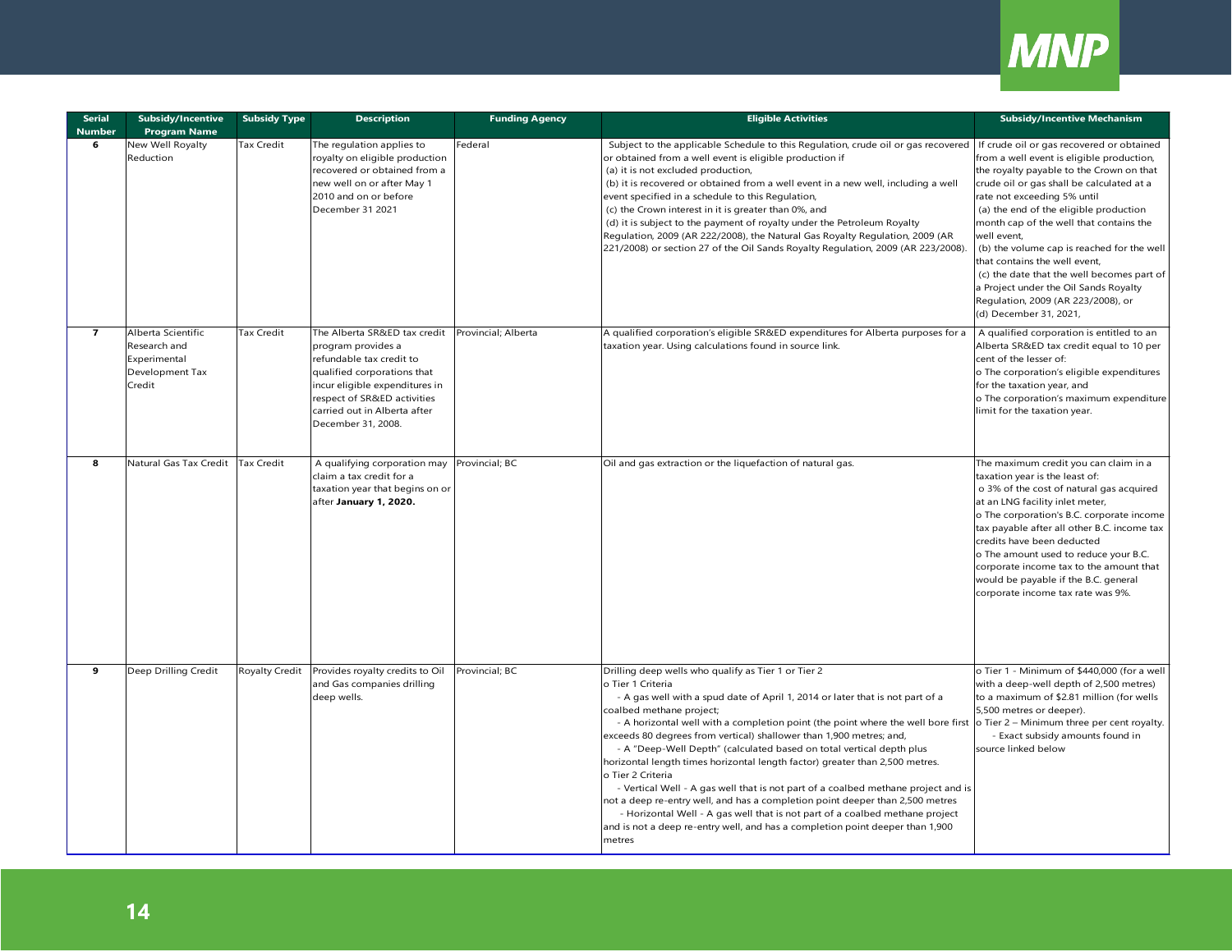| Serial Number | Subsidy/Incentive Program Name | Subsidy Type | Description | Funding Agency | Eligible Activities | Subsidy/Incentive Mechanism |
|---|---|---|---|---|---|---|
| 6 | New Well Royalty Reduction | Tax Credit | The regulation applies to royalty on eligible production recovered or obtained from a new well on or after May 1 2010 and on or before December 31 2021 | Federal | Subject to the applicable Schedule to this Regulation, crude oil or gas recovered or obtained from a well event is eligible production if<br>(a) it is not excluded production,<br>(b) it is recovered or obtained from a well event in a new well, including a well event specified in a schedule to this Regulation,<br>(c) the Crown interest in it is greater than 0%, and<br>(d) it is subject to the payment of royalty under the Petroleum Royalty Regulation, 2009 (AR 222/2008), the Natural Gas Royalty Regulation, 2009 (AR 221/2008) or section 27 of the Oil Sands Royalty Regulation, 2009 (AR 223/2008). | If crude oil or gas recovered or obtained from a well event is eligible production, the royalty payable to the Crown on that crude oil or gas shall be calculated at a rate not exceeding 5% until<br>(a) the end of the eligible production month cap of the well that contains the well event,<br>(b) the volume cap is reached for the well that contains the well event,<br>(c) the date that the well becomes part of a Project under the Oil Sands Royalty Regulation, 2009 (AR 223/2008), or<br>(d) December 31, 2021, |
| 7 | Alberta Scientific Research and Experimental Development Tax Credit | Tax Credit | The Alberta SR&ED tax credit program provides a refundable tax credit to qualified corporations that incur eligible expenditures in respect of SR&ED activities carried out in Alberta after December 31, 2008. | Provincial; Alberta | A qualified corporation's eligible SR&ED expenditures for Alberta purposes for a taxation year. Using calculations found in source link. | A qualified corporation is entitled to an Alberta SR&ED tax credit equal to 10 per cent of the lesser of:<br>o The corporation's eligible expenditures for the taxation year, and<br>o The corporation's maximum expenditure limit for the taxation year. |
| 8 | Natural Gas Tax Credit | Tax Credit | A qualifying corporation may claim a tax credit for a taxation year that begins on or after **January 1, 2020.** | Provincial; BC | Oil and gas extraction or the liquefaction of natural gas. | The maximum credit you can claim in a taxation year is the least of:<br>o 3% of the cost of natural gas acquired at an LNG facility inlet meter,<br>o The corporation's B.C. corporate income tax payable after all other B.C. income tax credits have been deducted<br>o The amount used to reduce your B.C. corporate income tax to the amount that would be payable if the B.C. general corporate income tax rate was 9%. |
| 9 | Deep Drilling Credit | Royalty Credit | Provides royalty credits to Oil and Gas companies drilling deep wells. | Provincial; BC | Drilling deep wells who qualify as Tier 1 or Tier 2<br>o Tier 1 Criteria<br>- A gas well with a spud date of April 1, 2014 or later that is not part of a coalbed methane project;<br>- A horizontal well with a completion point (the point where the well bore first exceeds 80 degrees from vertical) shallower than 1,900 metres; and,<br>- A "Deep-Well Depth" (calculated based on total vertical depth plus horizontal length times horizontal length factor) greater than 2,500 metres.<br>o Tier 2 Criteria<br>- Vertical Well - A gas well that is not part of a coalbed methane project and is not a deep re-entry well, and has a completion point deeper than 2,500 metres<br>- Horizontal Well - A gas well that is not part of a coalbed methane project and is not a deep re-entry well, and has a completion point deeper than 1,900 metres | o Tier 1 - Minimum of $440,000 (for a well with a deep-well depth of 2,500 metres) to a maximum of $2.81 million (for wells 5,500 metres or deeper).<br>o Tier 2 – Minimum three per cent royalty.<br>- Exact subsidy amounts found in source linked below |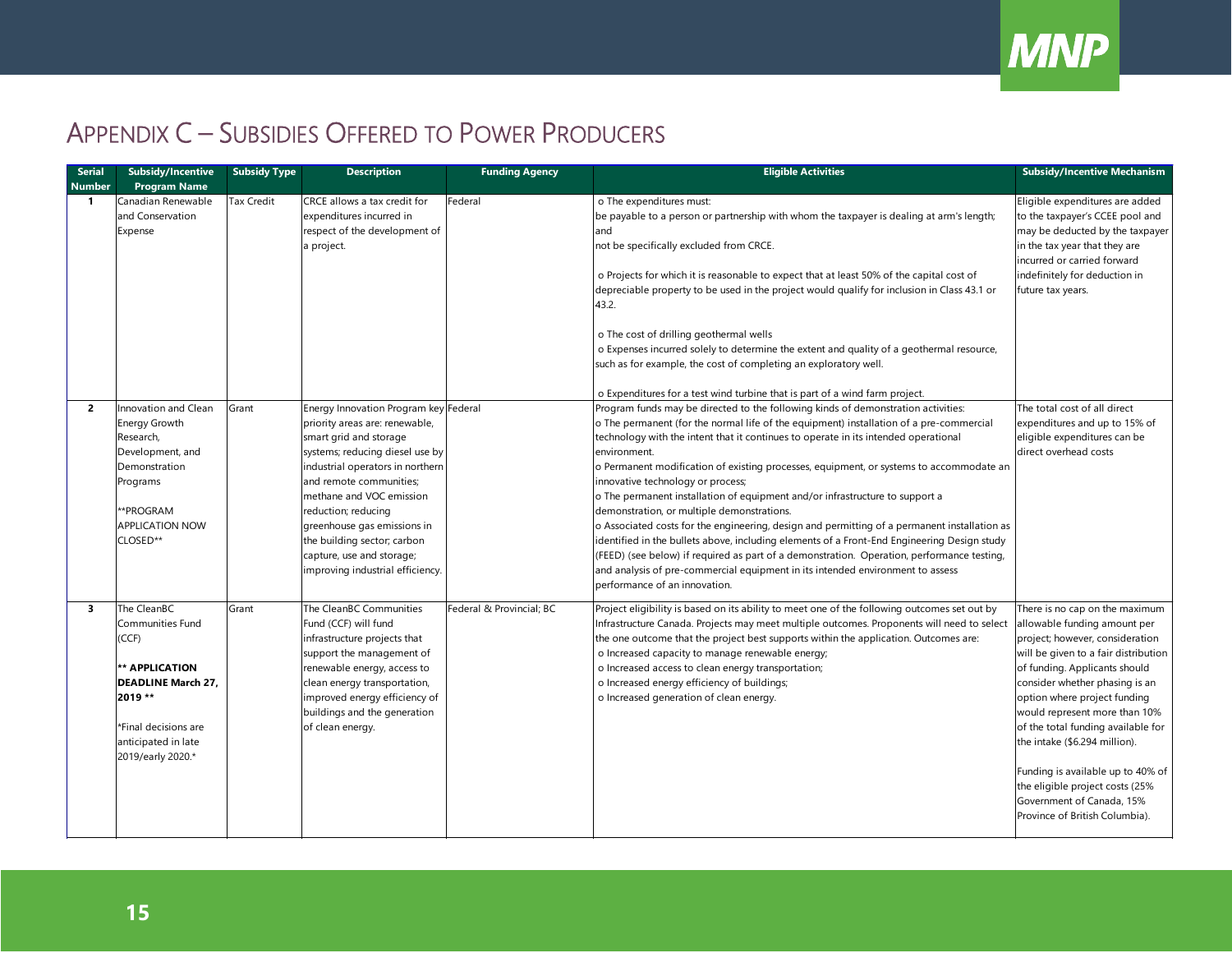# Appendix C – Subsidies Offered to Power Producers

| Serial Number | Subsidy/Incentive Program Name | Subsidy Type | Description | Funding Agency | Eligible Activities | Subsidy/Incentive Mechanism |
|---|---|---|---|---|---|---|
| 1 | Canadian Renewable and Conservation Expense | Tax Credit | CRCE allows a tax credit for expenditures incurred in respect of the development of a project. | Federal | o The expenditures must:<br>be payable to a person or partnership with whom the taxpayer is dealing at arm's length; and<br>not be specifically excluded from CRCE.<br><br>o Projects for which it is reasonable to expect that at least 50% of the capital cost of depreciable property to be used in the project would qualify for inclusion in Class 43.1 or 43.2.<br><br>o The cost of drilling geothermal wells<br>o Expenses incurred solely to determine the extent and quality of a geothermal resource, such as for example, the cost of completing an exploratory well.<br><br>o Expenditures for a test wind turbine that is part of a wind farm project. | Eligible expenditures are added to the taxpayer's CCEE pool and may be deducted by the taxpayer in the tax year that they are incurred or carried forward indefinitely for deduction in future tax years. |
| 2 | Innovation and Clean Energy Growth Research, Development, and Demonstration Programs<br><br>**PROGRAM APPLICATION NOW CLOSED** | Grant | Energy Innovation Program key priority areas are: renewable, smart grid and storage systems; reducing diesel use by industrial operators in northern and remote communities; methane and VOC emission reduction; reducing greenhouse gas emissions in the building sector; carbon capture, use and storage; improving industrial efficiency. | Federal | Program funds may be directed to the following kinds of demonstration activities:<br>o The permanent (for the normal life of the equipment) installation of a pre-commercial technology with the intent that it continues to operate in its intended operational environment.<br>o Permanent modification of existing processes, equipment, or systems to accommodate an innovative technology or process;<br>o The permanent installation of equipment and/or infrastructure to support a demonstration, or multiple demonstrations.<br>o Associated costs for the engineering, design and permitting of a permanent installation as identified in the bullets above, including elements of a Front-End Engineering Design study (FEED) (see below) if required as part of a demonstration. Operation, performance testing, and analysis of pre-commercial equipment in its intended environment to assess performance of an innovation. | The total cost of all direct expenditures and up to 15% of eligible expenditures can be direct overhead costs |
| 3 | The CleanBC Communities Fund (CCF)<br><br>**** APPLICATION DEADLINE March 27, 2019 ****<br><br>*Final decisions are anticipated in late 2019/early 2020.* | Grant | The CleanBC Communities Fund (CCF) will fund infrastructure projects that support the management of renewable energy, access to clean energy transportation, improved energy efficiency of buildings and the generation of clean energy. | Federal & Provincial; BC | Project eligibility is based on its ability to meet one of the following outcomes set out by Infrastructure Canada. Projects may meet multiple outcomes. Proponents will need to select the one outcome that the project best supports within the application. Outcomes are:<br>o Increased capacity to manage renewable energy;<br>o Increased access to clean energy transportation;<br>o Increased energy efficiency of buildings;<br>o Increased generation of clean energy. | There is no cap on the maximum allowable funding amount per project; however, consideration will be given to a fair distribution of funding. Applicants should consider whether phasing is an option where project funding would represent more than 10% of the total funding available for the intake ($6.294 million).<br><br>Funding is available up to 40% of the eligible project costs (25% Government of Canada, 15% Province of British Columbia). |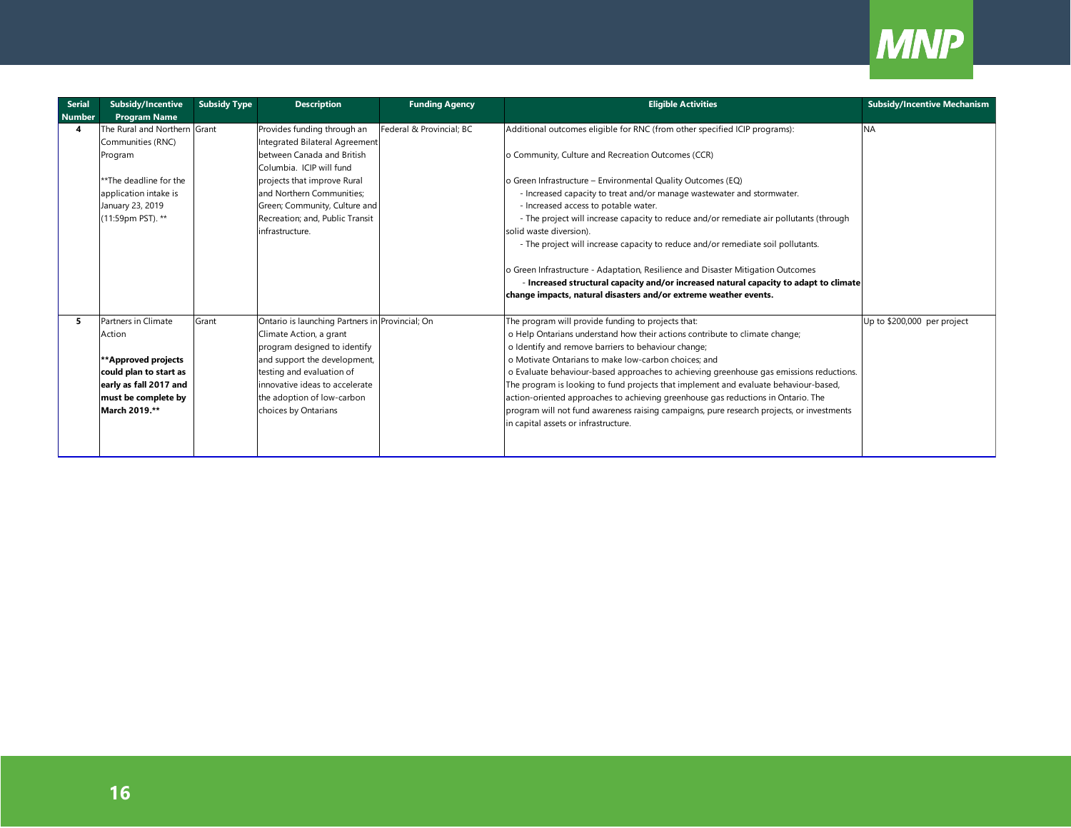| Serial Number | Subsidy/Incentive Program Name | Subsidy Type | Description | Funding Agency | Eligible Activities | Subsidy/Incentive Mechanism |
| --- | --- | --- | --- | --- | --- | --- |
| 4 | The Rural and Northern Communities (RNC) Program<br><br>**The deadline for the application intake is January 23, 2019 (11:59pm PST). ** | Grant | Provides funding through an Integrated Bilateral Agreement between Canada and British Columbia. ICIP will fund projects that improve Rural and Northern Communities; Green; Community, Culture and Recreation; and, Public Transit infrastructure. | Federal & Provincial; BC | Additional outcomes eligible for RNC (from other specified ICIP programs):<br><br>o Community, Culture and Recreation Outcomes (CCR)<br><br>o Green Infrastructure – Environmental Quality Outcomes (EQ)<br>- Increased capacity to treat and/or manage wastewater and stormwater.<br>- Increased access to potable water.<br>- The project will increase capacity to reduce and/or remediate air pollutants (through solid waste diversion).<br>- The project will increase capacity to reduce and/or remediate soil pollutants.<br><br>o Green Infrastructure - Adaptation, Resilience and Disaster Mitigation Outcomes<br>- **Increased structural capacity and/or increased natural capacity to adapt to climate change impacts, natural disasters and/or extreme weather events.** | NA |
| 5 | Partners in Climate Action<br><br>****Approved projects could plan to start as early as fall 2017 and must be complete by March 2019.**** | Grant | Ontario is launching Partners in Climate Action, a grant program designed to identify and support the development, testing and evaluation of innovative ideas to accelerate the adoption of low-carbon choices by Ontarians | Provincial; On | The program will provide funding to projects that:<br>o Help Ontarians understand how their actions contribute to climate change;<br>o Identify and remove barriers to behaviour change;<br>o Motivate Ontarians to make low-carbon choices; and<br>o Evaluate behaviour-based approaches to achieving greenhouse gas emissions reductions.<br>The program is looking to fund projects that implement and evaluate behaviour-based, action-oriented approaches to achieving greenhouse gas reductions in Ontario. The program will not fund awareness raising campaigns, pure research projects, or investments in capital assets or infrastructure. | Up to $200,000 per project |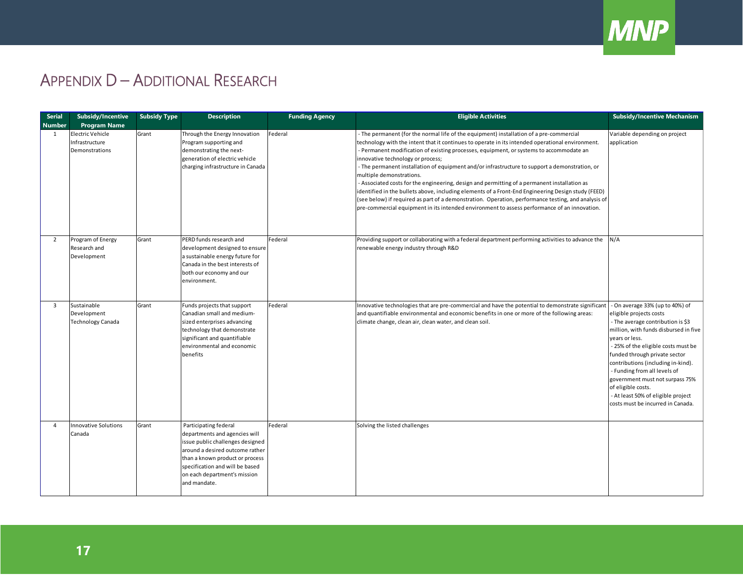# Appendix D – Additional Research

| Serial Number | Subsidy/Incentive Program Name | Subsidy Type | Description | Funding Agency | Eligible Activities | Subsidy/Incentive Mechanism |
|---|---|---|---|---|---|---|
| 1 | Electric Vehicle Infrastructure Demonstrations | Grant | Through the Energy Innovation Program supporting and demonstrating the next-generation of electric vehicle charging infrastructure in Canada | Federal | - The permanent (for the normal life of the equipment) installation of a pre-commercial technology with the intent that it continues to operate in its intended operational environment.<br>- Permanent modification of existing processes, equipment, or systems to accommodate an innovative technology or process;<br>- The permanent installation of equipment and/or infrastructure to support a demonstration, or multiple demonstrations.<br>- Associated costs for the engineering, design and permitting of a permanent installation as identified in the bullets above, including elements of a Front-End Engineering Design study (FEED) (see below) if required as part of a demonstration. Operation, performance testing, and analysis of pre-commercial equipment in its intended environment to assess performance of an innovation. | Variable depending on project application |
| 2 | Program of Energy Research and Development | Grant | PERD funds research and development designed to ensure a sustainable energy future for Canada in the best interests of both our economy and our environment. | Federal | Providing support or collaborating with a federal department performing activities to advance the renewable energy industry through R&D | N/A |
| 3 | Sustainable Development Technology Canada | Grant | Funds projects that support Canadian small and medium-sized enterprises advancing technology that demonstrate significant and quantifiable environmental and economic benefits | Federal | Innovative technologies that are pre-commercial and have the potential to demonstrate significant and quantifiable environmental and economic benefits in one or more of the following areas: climate change, clean air, clean water, and clean soil. | - On average 33% (up to 40%) of eligible projects costs<br>- The average contribution is $3 million, with funds disbursed in five years or less.<br>- 25% of the eligible costs must be funded through private sector contributions (including in-kind).<br>- Funding from all levels of government must not surpass 75% of eligible costs.<br>- At least 50% of eligible project costs must be incurred in Canada. |
| 4 | Innovative Solutions Canada | Grant | Participating federal departments and agencies will issue public challenges designed around a desired outcome rather than a known product or process specification and will be based on each department's mission and mandate. | Federal | Solving the listed challenges | |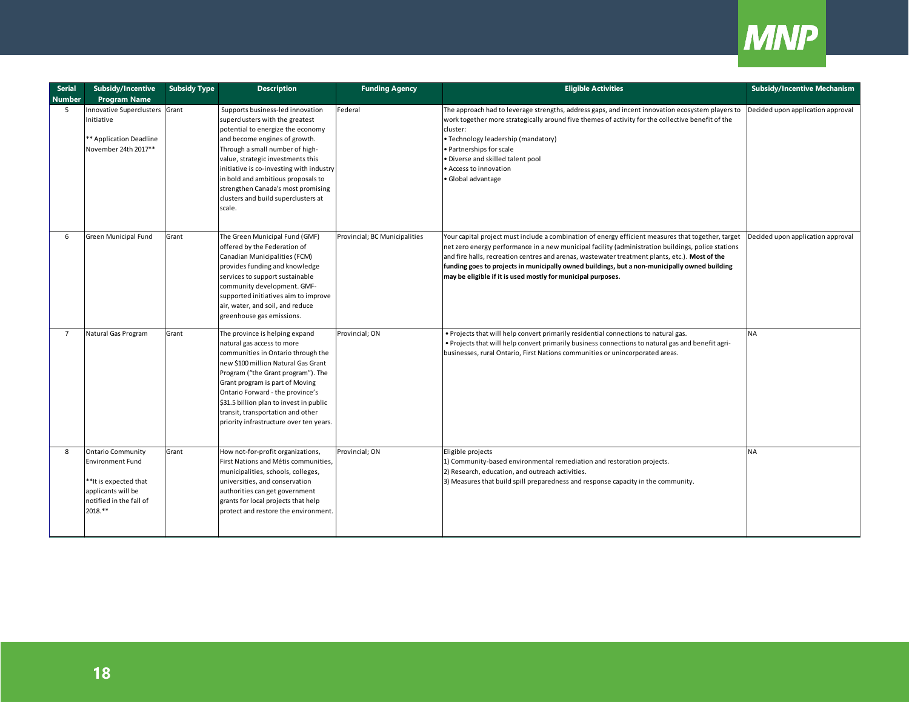| Serial Number | Subsidy/Incentive Program Name | Subsidy Type | Description | Funding Agency | Eligible Activities | Subsidy/Incentive Mechanism |
|---|---|---|---|---|---|---|
| 5 | Innovative Superclusters Initiative<br><br>** Application Deadline November 24th 2017** | Grant | Supports business-led innovation superclusters with the greatest potential to energize the economy and become engines of growth. Through a small number of high-value, strategic investments this initiative is co-investing with industry in bold and ambitious proposals to strengthen Canada's most promising clusters and build superclusters at scale. | Federal | The approach had to leverage strengths, address gaps, and incent innovation ecosystem players to work together more strategically around five themes of activity for the collective benefit of the cluster:<br>• Technology leadership (mandatory)<br>• Partnerships for scale<br>• Diverse and skilled talent pool<br>• Access to innovation<br>• Global advantage | Decided upon application approval |
| 6 | Green Municipal Fund | Grant | The Green Municipal Fund (GMF) offered by the Federation of Canadian Municipalities (FCM) provides funding and knowledge services to support sustainable community development. GMF-supported initiatives aim to improve air, water, and soil, and reduce greenhouse gas emissions. | Provincial; BC Municipalities | Your capital project must include a combination of energy efficient measures that together, target net zero energy performance in a new municipal facility (administration buildings, police stations and fire halls, recreation centres and arenas, wastewater treatment plants, etc.). **Most of the funding goes to projects in municipally owned buildings, but a non-municipally owned building may be eligible if it is used mostly for municipal purposes.** | Decided upon application approval |
| 7 | Natural Gas Program | Grant | The province is helping expand natural gas access to more communities in Ontario through the new $100 million Natural Gas Grant Program ("the Grant program"). The Grant program is part of Moving Ontario Forward - the province's $31.5 billion plan to invest in public transit, transportation and other priority infrastructure over ten years. | Provincial; ON | • Projects that will help convert primarily residential connections to natural gas.<br>• Projects that will help convert primarily business connections to natural gas and benefit agri-businesses, rural Ontario, First Nations communities or unincorporated areas. | NA |
| 8 | Ontario Community Environment Fund<br><br>**It is expected that applicants will be notified in the fall of 2018.** | Grant | How not-for-profit organizations, First Nations and Métis communities, municipalities, schools, colleges, universities, and conservation authorities can get government grants for local projects that help protect and restore the environment. | Provincial; ON | Eligible projects<br>1) Community-based environmental remediation and restoration projects.<br>2) Research, education, and outreach activities.<br>3) Measures that build spill preparedness and response capacity in the community. | NA |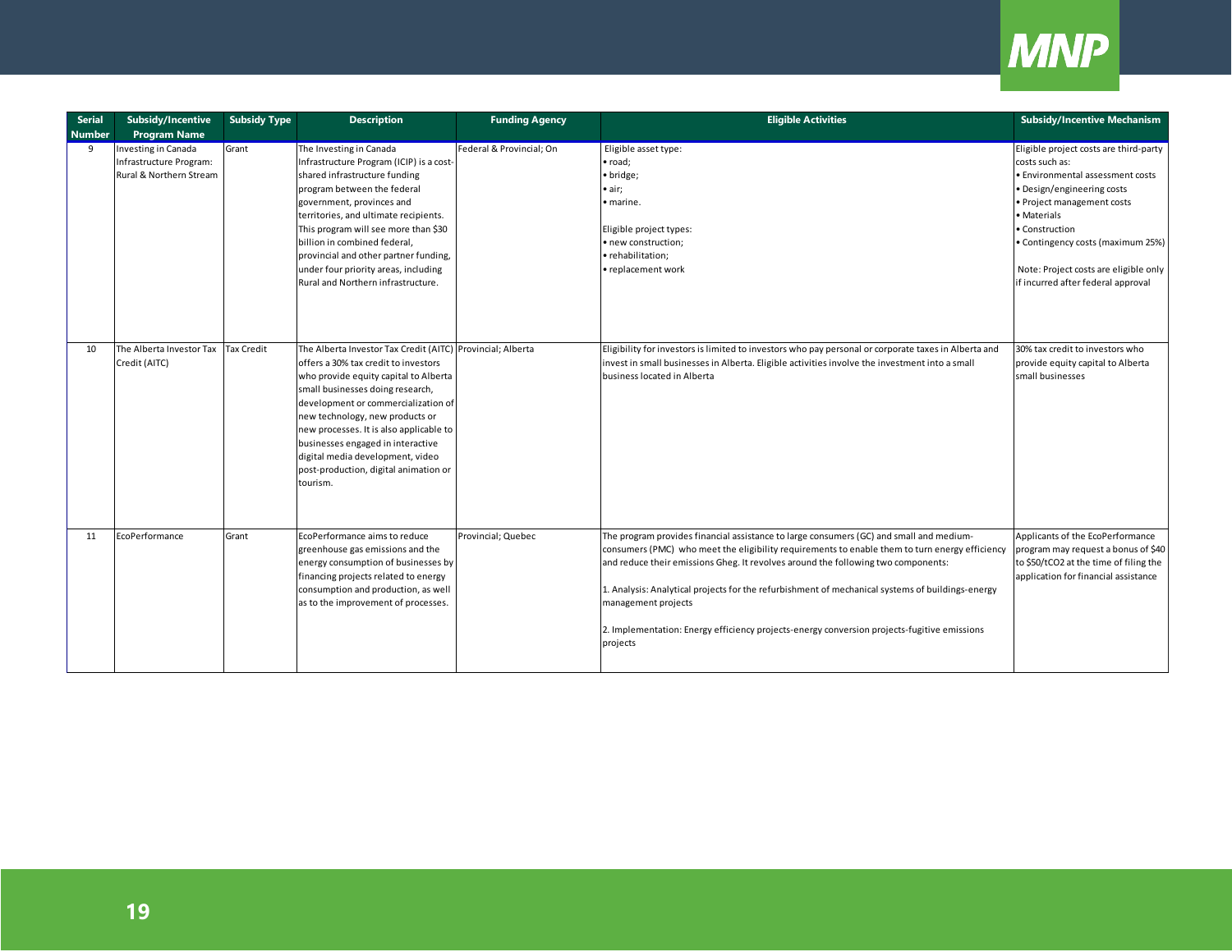| Serial Number | Subsidy/Incentive Program Name | Subsidy Type | Description | Funding Agency | Eligible Activities | Subsidy/Incentive Mechanism |
|---|---|---|---|---|---|---|
| 9 | Investing in Canada Infrastructure Program: Rural & Northern Stream | Grant | The Investing in Canada Infrastructure Program (ICIP) is a cost-shared infrastructure funding program between the federal government, provinces and territories, and ultimate recipients. This program will see more than $30 billion in combined federal, provincial and other partner funding, under four priority areas, including Rural and Northern infrastructure. | Federal & Provincial; On | Eligible asset type:<br>• road;<br>• bridge;<br>• air;<br>• marine.<br><br>Eligible project types:<br>• new construction;<br>• rehabilitation;<br>• replacement work | Eligible project costs are third-party costs such as:<br>• Environmental assessment costs<br>• Design/engineering costs<br>• Project management costs<br>• Materials<br>• Construction<br>• Contingency costs (maximum 25%)<br><br>Note: Project costs are eligible only if incurred after federal approval |
| 10 | The Alberta Investor Tax Credit (AITC) | Tax Credit | The Alberta Investor Tax Credit (AITC) offers a 30% tax credit to investors who provide equity capital to Alberta small businesses doing research, development or commercialization of new technology, new products or new processes. It is also applicable to businesses engaged in interactive digital media development, video post-production, digital animation or tourism. | Provincial; Alberta | Eligibility for investors is limited to investors who pay personal or corporate taxes in Alberta and invest in small businesses in Alberta. Eligible activities involve the investment into a small business located in Alberta | 30% tax credit to investors who provide equity capital to Alberta small businesses |
| 11 | EcoPerformance | Grant | EcoPerformance aims to reduce greenhouse gas emissions and the energy consumption of businesses by financing projects related to energy consumption and production, as well as to the improvement of processes. | Provincial; Quebec | The program provides financial assistance to large consumers (GC) and small and medium-consumers (PMC) who meet the eligibility requirements to enable them to turn energy efficiency and reduce their emissions Gheg. It revolves around the following two components:<br><br>1. Analysis: Analytical projects for the refurbishment of mechanical systems of buildings-energy management projects<br><br>2. Implementation: Energy efficiency projects-energy conversion projects-fugitive emissions projects | Applicants of the EcoPerformance program may request a bonus of $40 to $50/tCO2 at the time of filing the application for financial assistance |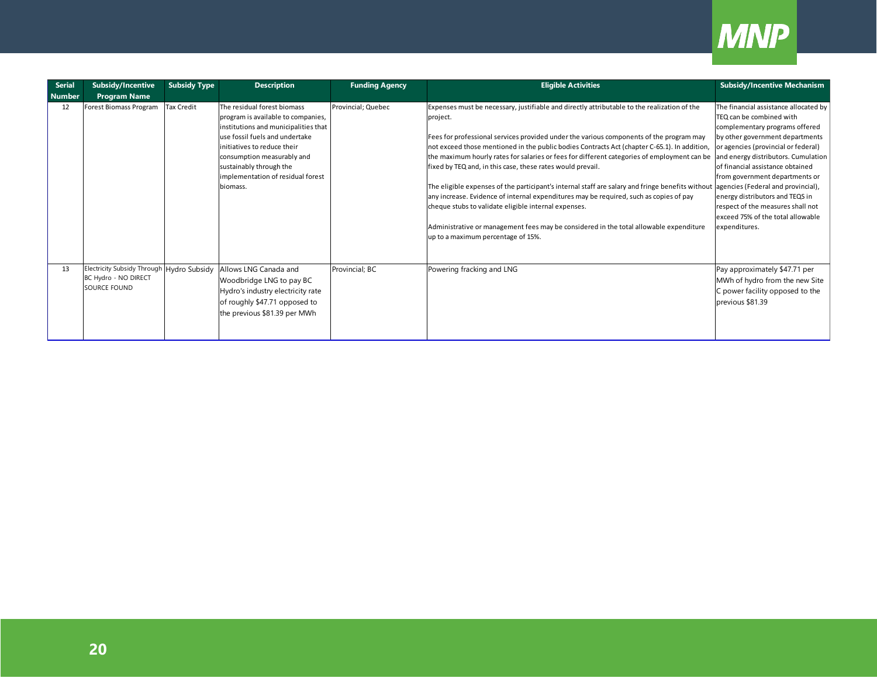| Serial Number | Subsidy/Incentive Program Name | Subsidy Type | Description | Funding Agency | Eligible Activities | Subsidy/Incentive Mechanism |
|---|---|---|---|---|---|---|
| 12 | Forest Biomass Program | Tax Credit | The residual forest biomass program is available to companies, institutions and municipalities that use fossil fuels and undertake initiatives to reduce their consumption measurably and sustainably through the implementation of residual forest biomass. | Provincial; Quebec | Expenses must be necessary, justifiable and directly attributable to the realization of the project.<br><br>Fees for professional services provided under the various components of the program may not exceed those mentioned in the public bodies Contracts Act (chapter C-65.1). In addition, the maximum hourly rates for salaries or fees for different categories of employment can be fixed by TEQ and, in this case, these rates would prevail.<br><br>The eligible expenses of the participant's internal staff are salary and fringe benefits without any increase. Evidence of internal expenditures may be required, such as copies of pay cheque stubs to validate eligible internal expenses.<br><br>Administrative or management fees may be considered in the total allowable expenditure up to a maximum percentage of 15%. | The financial assistance allocated by TEQ can be combined with complementary programs offered by other government departments or agencies (provincial or federal) and energy distributors. Cumulation of financial assistance obtained from government departments or agencies (Federal and provincial), energy distributors and TEQS in respect of the measures shall not exceed 75% of the total allowable expenditures. |
| 13 | Electricity Subsidy Through BC Hydro - NO DIRECT SOURCE FOUND | Hydro Subsidy | Allows LNG Canada and Woodbridge LNG to pay BC Hydro's industry electricity rate of roughly $47.71 opposed to the previous $81.39 per MWh | Provincial; BC | Powering fracking and LNG | Pay approximately $47.71 per MWh of hydro from the new Site C power facility opposed to the previous $81.39 |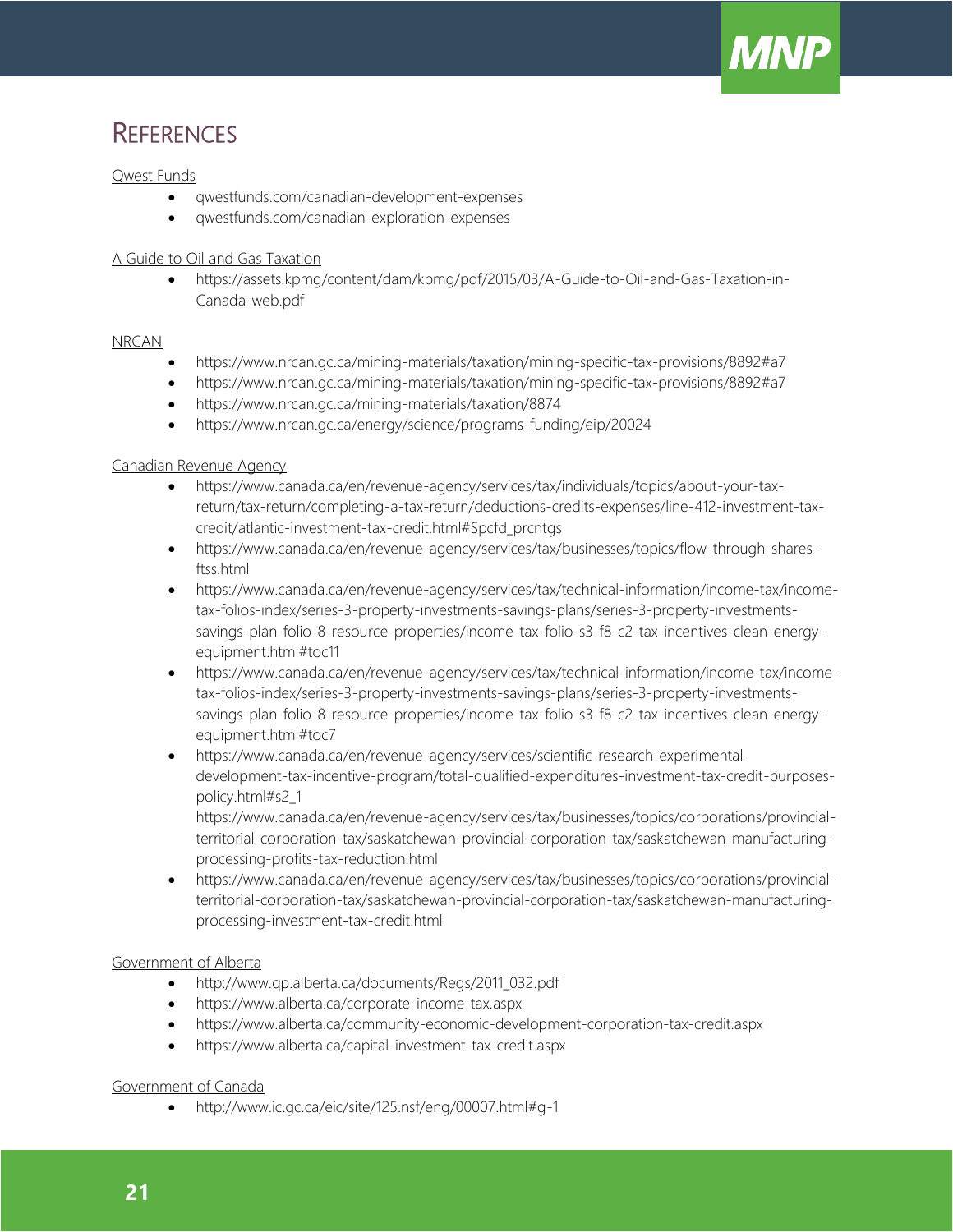# References

Qwest Funds

- qwestfunds.com/canadian-development-expenses
- qwestfunds.com/canadian-exploration-expenses

A Guide to Oil and Gas Taxation

- https://assets.kpmg/content/dam/kpmg/pdf/2015/03/A-Guide-to-Oil-and-Gas-Taxation-in-Canada-web.pdf

NRCAN

- https://www.nrcan.gc.ca/mining-materials/taxation/mining-specific-tax-provisions/8892#a7
- https://www.nrcan.gc.ca/mining-materials/taxation/mining-specific-tax-provisions/8892#a7
- https://www.nrcan.gc.ca/mining-materials/taxation/8874
- https://www.nrcan.gc.ca/energy/science/programs-funding/eip/20024

Canadian Revenue Agency

- https://www.canada.ca/en/revenue-agency/services/tax/individuals/topics/about-your-tax-return/tax-return/completing-a-tax-return/deductions-credits-expenses/line-412-investment-tax-credit/atlantic-investment-tax-credit.html#Spcfd_prcntgs
- https://www.canada.ca/en/revenue-agency/services/tax/businesses/topics/flow-through-shares-ftss.html
- https://www.canada.ca/en/revenue-agency/services/tax/technical-information/income-tax/income-tax-folios-index/series-3-property-investments-savings-plans/series-3-property-investments-savings-plan-folio-8-resource-properties/income-tax-folio-s3-f8-c2-tax-incentives-clean-energy-equipment.html#toc11
- https://www.canada.ca/en/revenue-agency/services/tax/technical-information/income-tax/income-tax-folios-index/series-3-property-investments-savings-plans/series-3-property-investments-savings-plan-folio-8-resource-properties/income-tax-folio-s3-f8-c2-tax-incentives-clean-energy-equipment.html#toc7
- https://www.canada.ca/en/revenue-agency/services/scientific-research-experimental-development-tax-incentive-program/total-qualified-expenditures-investment-tax-credit-purposes-policy.html#s2_1
  https://www.canada.ca/en/revenue-agency/services/tax/businesses/topics/corporations/provincial-territorial-corporation-tax/saskatchewan-provincial-corporation-tax/saskatchewan-manufacturing-processing-profits-tax-reduction.html
- https://www.canada.ca/en/revenue-agency/services/tax/businesses/topics/corporations/provincial-territorial-corporation-tax/saskatchewan-provincial-corporation-tax/saskatchewan-manufacturing-processing-investment-tax-credit.html

Government of Alberta

- http://www.qp.alberta.ca/documents/Regs/2011_032.pdf
- https://www.alberta.ca/corporate-income-tax.aspx
- https://www.alberta.ca/community-economic-development-corporation-tax-credit.aspx
- https://www.alberta.ca/capital-investment-tax-credit.aspx

Government of Canada

- http://www.ic.gc.ca/eic/site/125.nsf/eng/00007.html#g-1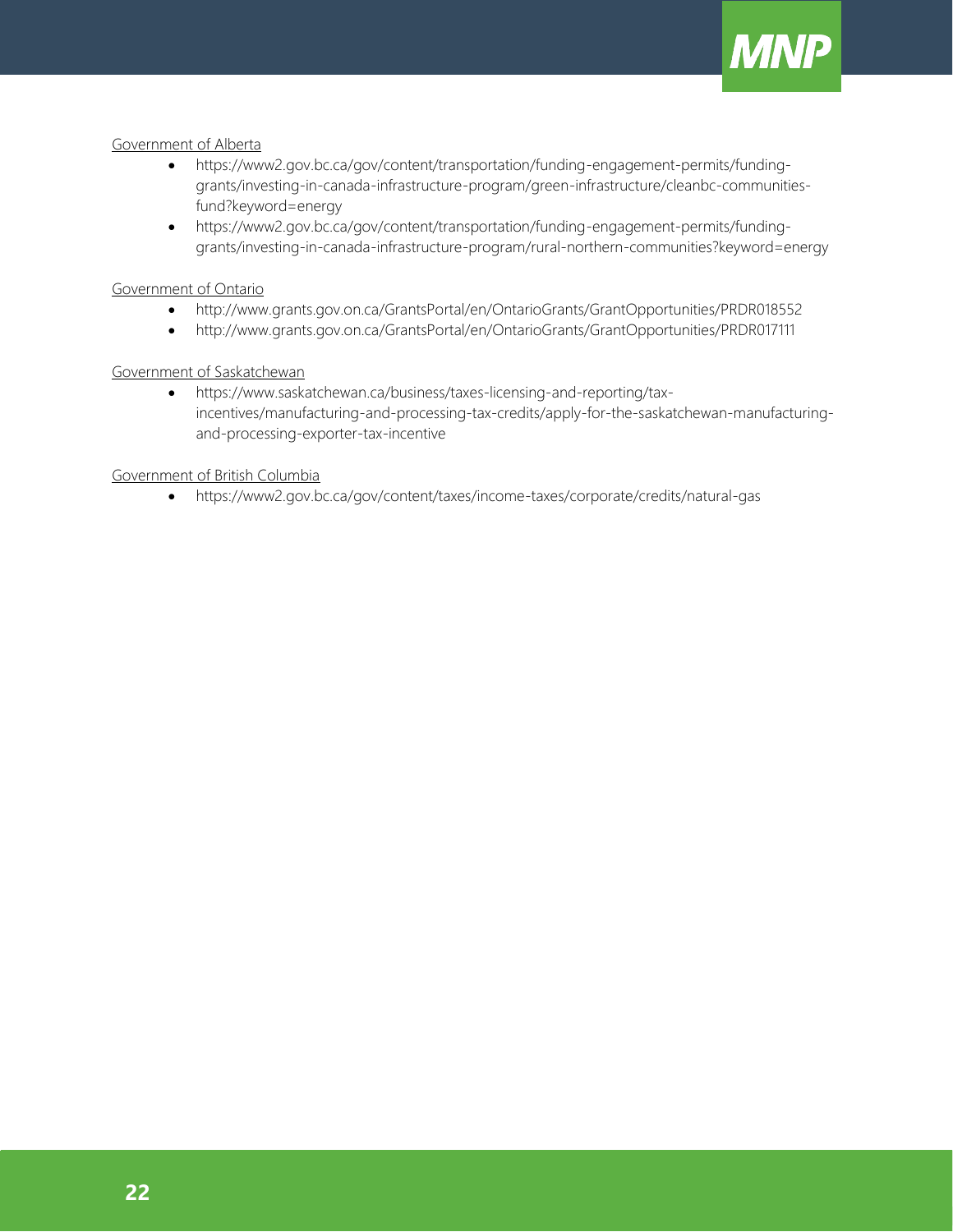Government of Alberta

- https://www2.gov.bc.ca/gov/content/transportation/funding-engagement-permits/funding-grants/investing-in-canada-infrastructure-program/green-infrastructure/cleanbc-communities-fund?keyword=energy
- https://www2.gov.bc.ca/gov/content/transportation/funding-engagement-permits/funding-grants/investing-in-canada-infrastructure-program/rural-northern-communities?keyword=energy

Government of Ontario

- http://www.grants.gov.on.ca/GrantsPortal/en/OntarioGrants/GrantOpportunities/PRDR018552
- http://www.grants.gov.on.ca/GrantsPortal/en/OntarioGrants/GrantOpportunities/PRDR017111

Government of Saskatchewan

- https://www.saskatchewan.ca/business/taxes-licensing-and-reporting/tax-incentives/manufacturing-and-processing-tax-credits/apply-for-the-saskatchewan-manufacturing-and-processing-exporter-tax-incentive

Government of British Columbia

- https://www2.gov.bc.ca/gov/content/taxes/income-taxes/corporate/credits/natural-gas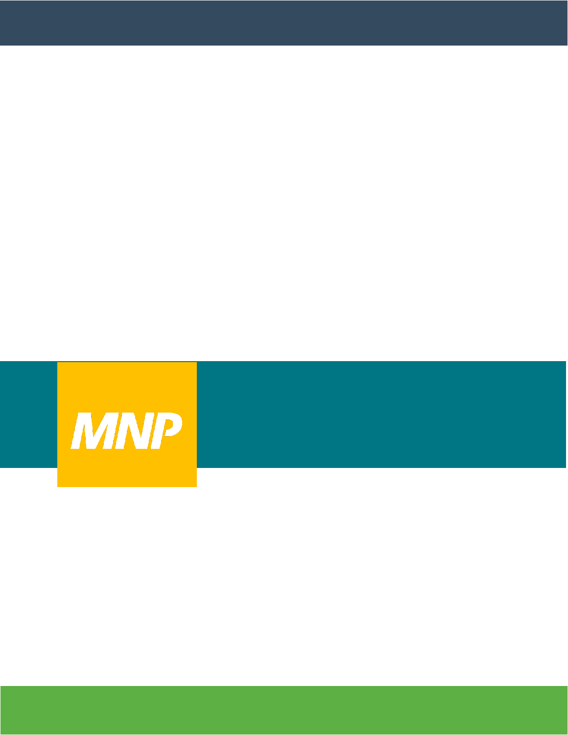MNP